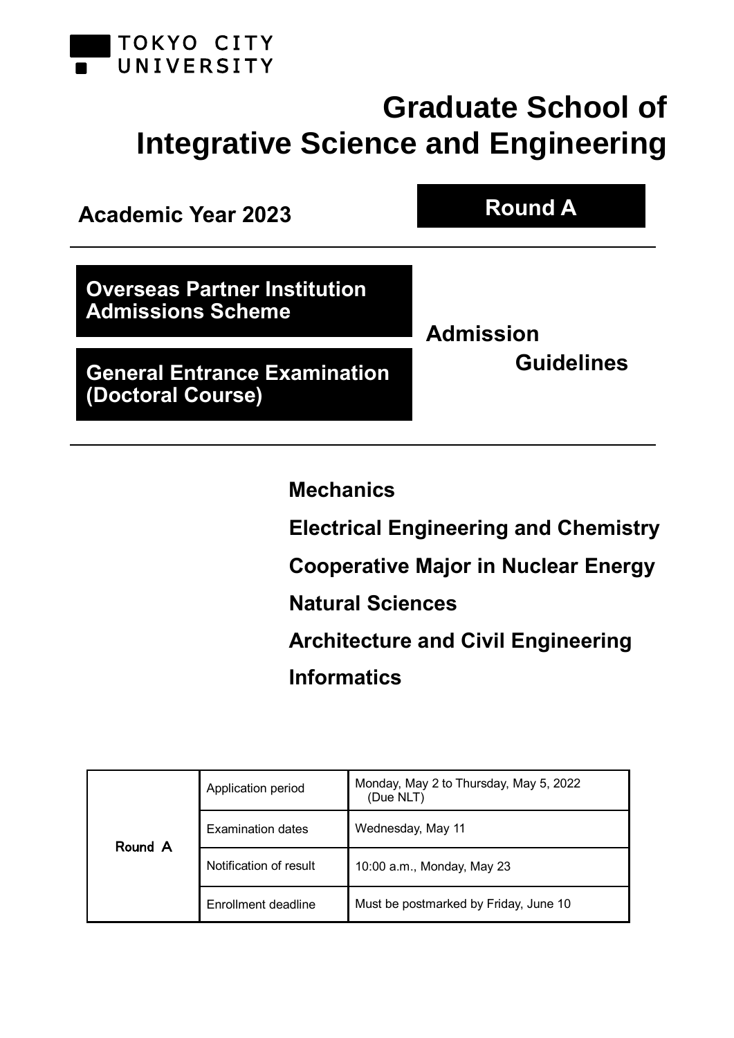TOKYO CITY UNIVERSITY

# Graduate School of Integrative Science and Engineering

**Academic Year 2023**

**Round A**

**Overseas Partner Institution Admissions Scheme**

**General Entrance Examination (Doctoral Course)**

**Admission Guidelines**

**Mechanics**

**Electrical Engineering and Chemistry**

**Cooperative Major in Nuclear Energy**

**Natural Sciences**

**Architecture and Civil Engineering**

**Informatics**

| | | |
|---|---|---|
| Round A | Application period | Monday, May 2 to Thursday, May 5, 2022 (Due NLT) |
| | Examination dates | Wednesday, May 11 |
| | Notification of result | 10:00 a.m., Monday, May 23 |
| | Enrollment deadline | Must be postmarked by Friday, June 10 |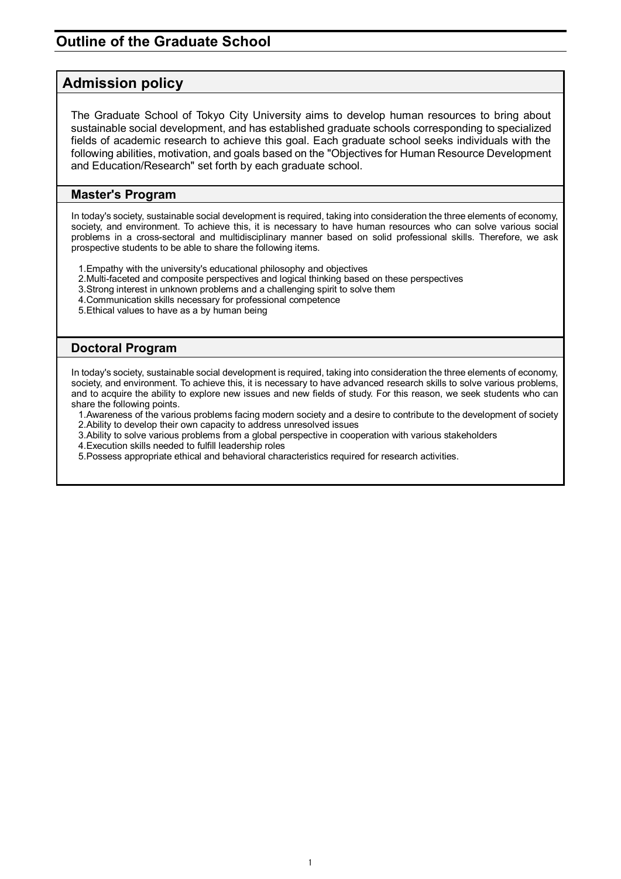# Outline of the Graduate School

## Admission policy

The Graduate School of Tokyo City University aims to develop human resources to bring about sustainable social development, and has established graduate schools corresponding to specialized fields of academic research to achieve this goal. Each graduate school seeks individuals with the following abilities, motivation, and goals based on the "Objectives for Human Resource Development and Education/Research" set forth by each graduate school.

### Master's Program

In today's society, sustainable social development is required, taking into consideration the three elements of economy, society, and environment. To achieve this, it is necessary to have human resources who can solve various social problems in a cross-sectoral and multidisciplinary manner based on solid professional skills. Therefore, we ask prospective students to be able to share the following items.

1.Empathy with the university's educational philosophy and objectives
2.Multi-faceted and composite perspectives and logical thinking based on these perspectives
3.Strong interest in unknown problems and a challenging spirit to solve them
4.Communication skills necessary for professional competence
5.Ethical values to have as a by human being

### Doctoral Program

In today's society, sustainable social development is required, taking into consideration the three elements of economy, society, and environment. To achieve this, it is necessary to have advanced research skills to solve various problems, and to acquire the ability to explore new issues and new fields of study. For this reason, we seek students who can share the following points.

1.Awareness of the various problems facing modern society and a desire to contribute to the development of society
2.Ability to develop their own capacity to address unresolved issues
3.Ability to solve various problems from a global perspective in cooperation with various stakeholders
4.Execution skills needed to fulfill leadership roles
5.Possess appropriate ethical and behavioral characteristics required for research activities.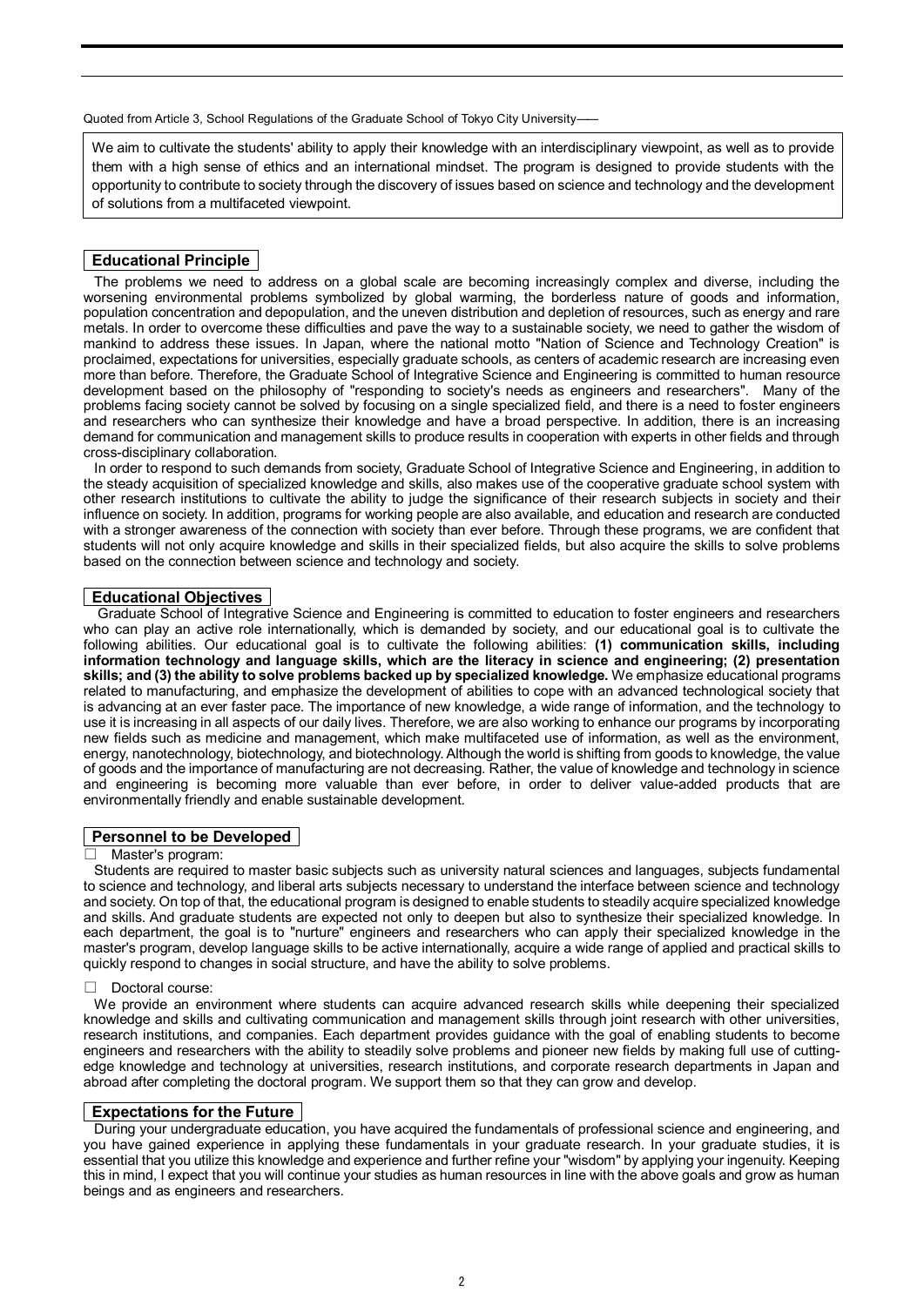Quoted from Article 3, School Regulations of the Graduate School of Tokyo City University――

> We aim to cultivate the students' ability to apply their knowledge with an interdisciplinary viewpoint, as well as to provide them with a high sense of ethics and an international mindset. The program is designed to provide students with the opportunity to contribute to society through the discovery of issues based on science and technology and the development of solutions from a multifaceted viewpoint.

## Educational Principle

The problems we need to address on a global scale are becoming increasingly complex and diverse, including the worsening environmental problems symbolized by global warming, the borderless nature of goods and information, population concentration and depopulation, and the uneven distribution and depletion of resources, such as energy and rare metals. In order to overcome these difficulties and pave the way to a sustainable society, we need to gather the wisdom of mankind to address these issues. In Japan, where the national motto "Nation of Science and Technology Creation" is proclaimed, expectations for universities, especially graduate schools, as centers of academic research are increasing even more than before. Therefore, the Graduate School of Integrative Science and Engineering is committed to human resource development based on the philosophy of "responding to society's needs as engineers and researchers". Many of the problems facing society cannot be solved by focusing on a single specialized field, and there is a need to foster engineers and researchers who can synthesize their knowledge and have a broad perspective. In addition, there is an increasing demand for communication and management skills to produce results in cooperation with experts in other fields and through cross-disciplinary collaboration.

In order to respond to such demands from society, Graduate School of Integrative Science and Engineering, in addition to the steady acquisition of specialized knowledge and skills, also makes use of the cooperative graduate school system with other research institutions to cultivate the ability to judge the significance of their research subjects in society and their influence on society. In addition, programs for working people are also available, and education and research are conducted with a stronger awareness of the connection with society than ever before. Through these programs, we are confident that students will not only acquire knowledge and skills in their specialized fields, but also acquire the skills to solve problems based on the connection between science and technology and society.

## Educational Objectives

Graduate School of Integrative Science and Engineering is committed to education to foster engineers and researchers who can play an active role internationally, which is demanded by society, and our educational goal is to cultivate the following abilities. Our educational goal is to cultivate the following abilities: **(1) communication skills, including information technology and language skills, which are the literacy in science and engineering; (2) presentation skills; and (3) the ability to solve problems backed up by specialized knowledge.** We emphasize educational programs related to manufacturing, and emphasize the development of abilities to cope with an advanced technological society that is advancing at an ever faster pace. The importance of new knowledge, a wide range of information, and the technology to use it is increasing in all aspects of our daily lives. Therefore, we are also working to enhance our programs by incorporating new fields such as medicine and management, which make multifaceted use of information, as well as the environment, energy, nanotechnology, biotechnology, and biotechnology. Although the world is shifting from goods to knowledge, the value of goods and the importance of manufacturing are not decreasing. Rather, the value of knowledge and technology in science and engineering is becoming more valuable than ever before, in order to deliver value-added products that are environmentally friendly and enable sustainable development.

## Personnel to be Developed

□ Master's program:

Students are required to master basic subjects such as university natural sciences and languages, subjects fundamental to science and technology, and liberal arts subjects necessary to understand the interface between science and technology and society. On top of that, the educational program is designed to enable students to steadily acquire specialized knowledge and skills. And graduate students are expected not only to deepen but also to synthesize their specialized knowledge. In each department, the goal is to "nurture" engineers and researchers who can apply their specialized knowledge in the master's program, develop language skills to be active internationally, acquire a wide range of applied and practical skills to quickly respond to changes in social structure, and have the ability to solve problems.

□ Doctoral course:

We provide an environment where students can acquire advanced research skills while deepening their specialized knowledge and skills and cultivating communication and management skills through joint research with other universities, research institutions, and companies. Each department provides guidance with the goal of enabling students to become engineers and researchers with the ability to steadily solve problems and pioneer new fields by making full use of cutting-edge knowledge and technology at universities, research institutions, and corporate research departments in Japan and abroad after completing the doctoral program. We support them so that they can grow and develop.

## Expectations for the Future

During your undergraduate education, you have acquired the fundamentals of professional science and engineering, and you have gained experience in applying these fundamentals in your graduate research. In your graduate studies, it is essential that you utilize this knowledge and experience and further refine your "wisdom" by applying your ingenuity. Keeping this in mind, I expect that you will continue your studies as human resources in line with the above goals and grow as human beings and as engineers and researchers.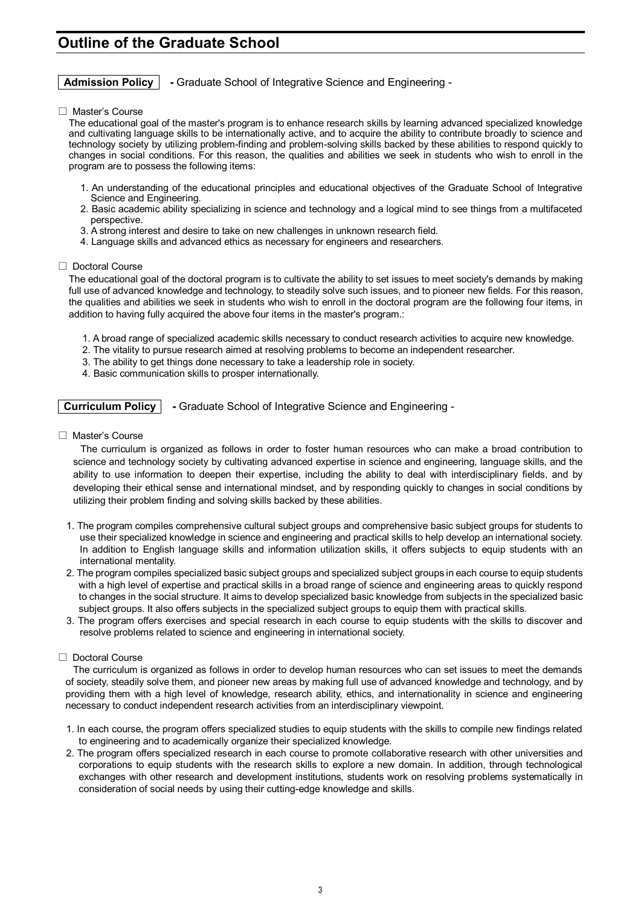# Outline of the Graduate School

**Admission Policy** - Graduate School of Integrative Science and Engineering -

☐ Master's Course

The educational goal of the master's program is to enhance research skills by learning advanced specialized knowledge and cultivating language skills to be internationally active, and to acquire the ability to contribute broadly to science and technology society by utilizing problem-finding and problem-solving skills backed by these abilities to respond quickly to changes in social conditions. For this reason, the qualities and abilities we seek in students who wish to enroll in the program are to possess the following items:

1. An understanding of the educational principles and educational objectives of the Graduate School of Integrative Science and Engineering.
2. Basic academic ability specializing in science and technology and a logical mind to see things from a multifaceted perspective.
3. A strong interest and desire to take on new challenges in unknown research field.
4. Language skills and advanced ethics as necessary for engineers and researchers.

☐ Doctoral Course

The educational goal of the doctoral program is to cultivate the ability to set issues to meet society's demands by making full use of advanced knowledge and technology, to steadily solve such issues, and to pioneer new fields. For this reason, the qualities and abilities we seek in students who wish to enroll in the doctoral program are the following four items, in addition to having fully acquired the above four items in the master's program.:

1. A broad range of specialized academic skills necessary to conduct research activities to acquire new knowledge.
2. The vitality to pursue research aimed at resolving problems to become an independent researcher.
3. The ability to get things done necessary to take a leadership role in society.
4. Basic communication skills to prosper internationally.

**Curriculum Policy** - Graduate School of Integrative Science and Engineering -

☐ Master's Course

The curriculum is organized as follows in order to foster human resources who can make a broad contribution to science and technology society by cultivating advanced expertise in science and engineering, language skills, and the ability to use information to deepen their expertise, including the ability to deal with interdisciplinary fields, and by developing their ethical sense and international mindset, and by responding quickly to changes in social conditions by utilizing their problem finding and solving skills backed by these abilities.

1. The program compiles comprehensive cultural subject groups and comprehensive basic subject groups for students to use their specialized knowledge in science and engineering and practical skills to help develop an international society. In addition to English language skills and information utilization skills, it offers subjects to equip students with an international mentality.
2. The program compiles specialized basic subject groups and specialized subject groups in each course to equip students with a high level of expertise and practical skills in a broad range of science and engineering areas to quickly respond to changes in the social structure. It aims to develop specialized basic knowledge from subjects in the specialized basic subject groups. It also offers subjects in the specialized subject groups to equip them with practical skills.
3. The program offers exercises and special research in each course to equip students with the skills to discover and resolve problems related to science and engineering in international society.

☐ Doctoral Course

The curriculum is organized as follows in order to develop human resources who can set issues to meet the demands of society, steadily solve them, and pioneer new areas by making full use of advanced knowledge and technology, and by providing them with a high level of knowledge, research ability, ethics, and internationality in science and engineering necessary to conduct independent research activities from an interdisciplinary viewpoint.

1. In each course, the program offers specialized studies to equip students with the skills to compile new findings related to engineering and to academically organize their specialized knowledge.
2. The program offers specialized research in each course to promote collaborative research with other universities and corporations to equip students with the research skills to explore a new domain. In addition, through technological exchanges with other research and development institutions, students work on resolving problems systematically in consideration of social needs by using their cutting-edge knowledge and skills.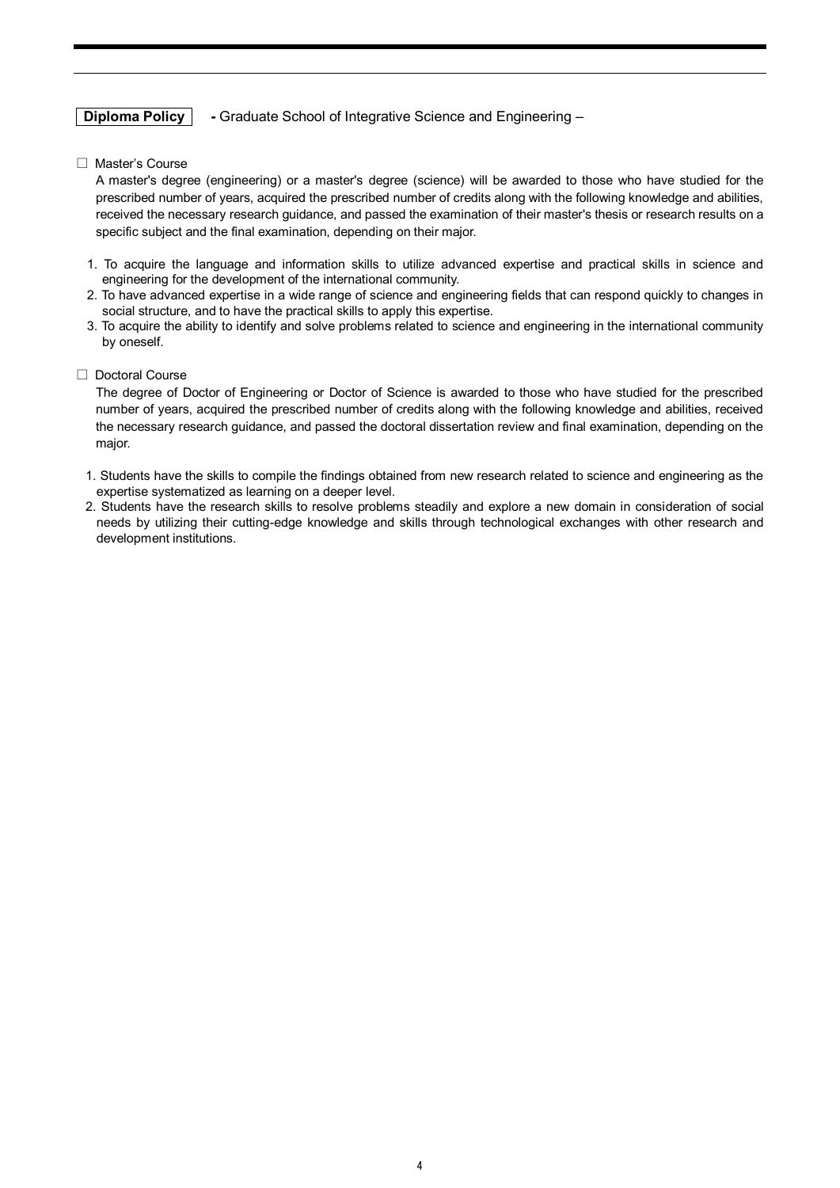**Diploma Policy** - Graduate School of Integrative Science and Engineering –

☐ Master's Course

A master's degree (engineering) or a master's degree (science) will be awarded to those who have studied for the prescribed number of years, acquired the prescribed number of credits along with the following knowledge and abilities, received the necessary research guidance, and passed the examination of their master's thesis or research results on a specific subject and the final examination, depending on their major.

1. To acquire the language and information skills to utilize advanced expertise and practical skills in science and engineering for the development of the international community.
2. To have advanced expertise in a wide range of science and engineering fields that can respond quickly to changes in social structure, and to have the practical skills to apply this expertise.
3. To acquire the ability to identify and solve problems related to science and engineering in the international community by oneself.

☐ Doctoral Course

The degree of Doctor of Engineering or Doctor of Science is awarded to those who have studied for the prescribed number of years, acquired the prescribed number of credits along with the following knowledge and abilities, received the necessary research guidance, and passed the doctoral dissertation review and final examination, depending on the major.

1. Students have the skills to compile the findings obtained from new research related to science and engineering as the expertise systematized as learning on a deeper level.
2. Students have the research skills to resolve problems steadily and explore a new domain in consideration of social needs by utilizing their cutting-edge knowledge and skills through technological exchanges with other research and development institutions.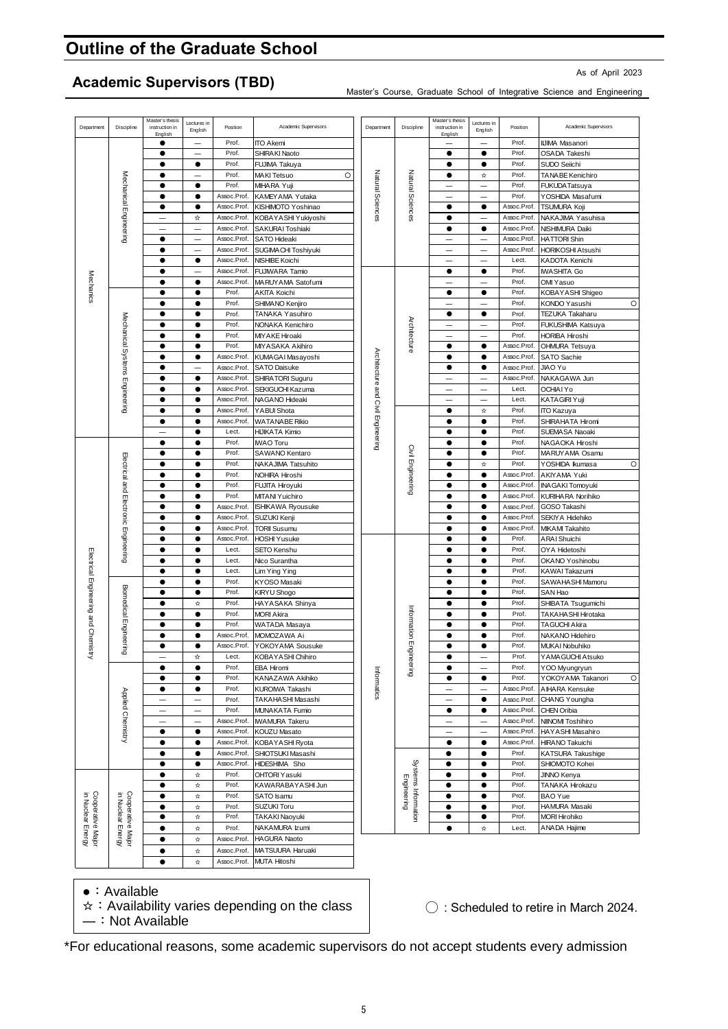# Outline of the Graduate School

## Academic Supervisors (TBD)

As of April 2023

Master's Course, Graduate School of Integrative Science and Engineering

| Department | Discipline | Master's thesis instruction in English | Lectures in English | Position | Academic Supervisors |
|---|---|---|---|---|---|
| Mechanics | Mechanical Engineering | ● | — | Prof. | ITO Akemi |
| | | ● | — | Prof. | SHIRAKI Naoto |
| | | ● | ● | Prof. | FUJIMA Takuya |
| | | ● | — | Prof. | MAKI Tetsuo ○ |
| | | ● | ● | Prof. | MIHARA Yuji |
| | | ● | ● | Assoc.Prof. | KAMEYAMA Yutaka |
| | | ● | ● | Assoc.Prof. | KISHIMOTO Yoshinao |
| | | — | ☆ | Assoc.Prof. | KOBAYASHI Yukiyoshi |
| | | — | — | Assoc.Prof. | SAKURAI Toshiaki |
| | | ● | — | Assoc.Prof. | SATO Hideaki |
| | | ● | — | Assoc.Prof. | SUGIMACHI Toshiyuki |
| | | ● | ● | Assoc.Prof. | NISHIBE Koichi |
| | | ● | — | Assoc.Prof. | FUJIWARA Tamio |
| | | ● | ● | Assoc.Prof. | MARUYAMA Satofumi |
| | Mechanical Systems Engineering | ● | ● | Prof. | AKITA Koichi |
| | | ● | ● | Prof. | SHIMANO Kenjiro |
| | | ● | ● | Prof. | TANAKA Yasuhiro |
| | | ● | ● | Prof. | NONAKA Kenichiro |
| | | ● | ● | Prof. | MIYAKE Hiroaki |
| | | ● | ● | Prof. | MIYASAKA Akihiro |
| | | ● | ● | Assoc.Prof. | KUMAGAI Masayoshi |
| | | ● | — | Assoc.Prof. | SATO Daisuke |
| | | ● | ● | Assoc.Prof. | SHIRATORI Suguru |
| | | ● | ● | Assoc.Prof. | SEKIGUCHI Kazuma |
| | | ● | ● | Assoc.Prof. | NAGANO Hideaki |
| | | ● | ● | Assoc.Prof. | YABUI Shota |
| | | ● | ● | Assoc.Prof. | WATANABE Rikio |
| | | — | ● | Lect. | HIJIKATA Kimio |
| Electrical Engineering and Chemistry | Electrical and Electronic Engineering | ● | ● | Prof. | IWAO Toru |
| | | ● | ● | Prof. | SAWANO Kentaro |
| | | ● | ● | Prof. | NAKAJIMA Tatsuhito |
| | | ● | ● | Prof. | NOHIRA Hiroshi |
| | | ● | ● | Prof. | FUJITA Hiroyuki |
| | | ● | ● | Prof. | MITANI Yuichiro |
| | | ● | ● | Assoc.Prof. | ISHIKAWA Ryousuke |
| | | ● | ● | Assoc.Prof. | SUZUKI Kenji |
| | | ● | ● | Assoc.Prof. | TORII Susumu |
| | | ● | ● | Assoc.Prof. | HOSHI Yusuke |
| | | ● | ● | Lect. | SETO Kenshu |
| | | ● | ● | Lect. | Nico Surantha |
| | | ● | ● | Lect. | Lim Ying Ying |
| | Biomedical Engineering | ● | ● | Prof. | KYOSO Masaki |
| | | ● | ● | Prof. | KIRYU Shogo |
| | | ● | ☆ | Prof. | HAYASAKA Shinya |
| | | ● | ● | Prof. | MORI Akira |
| | | ● | ● | Prof. | WATADA Masaya |
| | | ● | ● | Assoc.Prof. | MOMOZAWA Ai |
| | | ● | ● | Assoc.Prof. | YOKOYAMA Sousuke |
| | | — | ☆ | Lect. | KOBAYASHI Chihiro |
| | Applied Chemistry | ● | ● | Prof. | EBA Hiromi |
| | | ● | ● | Prof. | KANAZAWA Akihiko |
| | | ● | ● | Prof. | KUROIWA Takashi |
| | | — | — | Prof. | TAKAHASHI Masashi |
| | | — | — | Prof. | MUNAKATA Fumio |
| | | — | — | Assoc.Prof. | IWAMURA Takeru |
| | | ● | ● | Assoc.Prof. | KOUZU Masato |
| | | ● | ● | Assoc.Prof. | KOBAYASHI Ryota |
| | | ● | ● | Assoc.Prof. | SHIOTSUKI Masashi |
| | | ● | ● | Assoc.Prof. | HIDESHIMA Sho |
| Cooperative Major in Nuclear Energy | Cooperative Major in Nuclear Energy | ● | ☆ | Prof. | OHTORI Yasuki |
| | | ● | ☆ | Prof. | KAWARABAYASHI Jun |
| | | ● | ☆ | Prof. | SATO Isamu |
| | | ● | ☆ | Prof. | SUZUKI Toru |
| | | ● | ☆ | Prof. | TAKAKI Naoyuki |
| | | ● | ☆ | Prof. | NAKAMURA Izumi |
| | | ● | ☆ | Assoc.Prof. | HAGURA Naoto |
| | | ● | ☆ | Assoc.Prof. | MATSUURA Haruaki |
| | | ● | ☆ | Assoc.Prof. | MUTA Hitoshi |

| Department | Discipline | Master's thesis instruction in English | Lectures in English | Position | Academic Supervisors |
|---|---|---|---|---|---|
| Natural Sciences | Natural Sciences | — | — | Prof. | IIJIMA Masanori |
| | | ● | ● | Prof. | OSADA Takeshi |
| | | ● | ● | Prof. | SUDO Seiichi |
| | | ● | ☆ | Prof. | TANABE Kenichiro |
| | | — | — | Prof. | FUKUDA Tatsuya |
| | | — | — | Prof. | YOSHIDA Masafumi |
| | | ● | ● | Assoc.Prof. | TSUMURA Koji |
| | | ● | — | Assoc.Prof. | NAKAJIMA Yasuhisa |
| | | ● | ● | Assoc.Prof. | NISHIMURA Daiki |
| | | — | — | Assoc.Prof. | HATTORI Shin |
| | | — | — | Assoc.Prof. | HORIKOSHI Atsushi |
| | | — | — | Lect. | KADOTA Kenichi |
| Architecture and Civil Engineering | Architecture | ● | ● | Prof. | IWASHITA Go |
| | | — | — | Prof. | OMI Yasuo |
| | | ● | ● | Prof. | KOBAYASHI Shigeo |
| | | — | — | Prof. | KONDO Yasushi ○ |
| | | ● | ● | Prof. | TEZUKA Takaharu |
| | | — | — | Prof. | FUKUSHIMA Katsuya |
| | | — | — | Prof. | HORIBA Hiroshi |
| | | ● | ● | Assoc.Prof. | OHMURA Tetsuya |
| | | ● | ● | Assoc.Prof. | SATO Sachie |
| | | ● | ● | Assoc.Prof. | JIAO Yu |
| | | — | — | Assoc.Prof. | NAKAGAWA Jun |
| | | — | — | Lect. | OCHIAI Yo |
| | | — | — | Lect. | KATAGIRI Yuji |
| | Civil Engineering | ● | ☆ | Prof. | ITO Kazuya |
| | | ● | ● | Prof. | SHIRAHATA Hiromi |
| | | ● | ● | Prof. | SUEMASA Naoaki |
| | | ● | ● | Prof. | NAGAOKA Hiroshi |
| | | ● | ● | Prof. | MARUYAMA Osamu |
| | | ● | ☆ | Prof. | YOSHIDA Ikumasa ○ |
| | | ● | ● | Assoc.Prof. | AKIYAMA Yuki |
| | | ● | ● | Assoc.Prof. | INAGAKI Tomoyuki |
| | | ● | ● | Assoc.Prof. | KURIHARA Norihiko |
| | | ● | ● | Assoc.Prof. | GOSO Takashi |
| | | ● | ● | Assoc.Prof. | SEKIYA Hidehiko |
| | | ● | ● | Assoc.Prof. | MIKAMI Takahito |
| Informatics | Information Engineering | ● | ● | Prof. | ARAI Shuichi |
| | | ● | ● | Prof. | OYA Hidetoshi |
| | | ● | ● | Prof. | OKANO Yoshinobu |
| | | ● | ● | Prof. | KAWAI Takazumi |
| | | ● | ● | Prof. | SAWAHASHI Mamoru |
| | | ● | ● | Prof. | SAN Hao |
| | | ● | ● | Prof. | SHIBATA Tsugumichi |
| | | ● | ● | Prof. | TAKAHASHI Hirotaka |
| | | ● | ● | Prof. | TAGUCHI Akira |
| | | ● | ● | Prof. | NAKANO Hidehiro |
| | | ● | ● | Prof. | MUKAI Nobuhiko |
| | | ● | — | Prof. | YAMAGUCHI Atsuko |
| | | ● | — | Prof. | YOO Myungryun |
| | | ● | ● | Prof. | YOKOYAMA Takanori ○ |
| | | — | — | Assoc.Prof. | AIHARA Kensuke |
| | | — | ● | Assoc.Prof. | CHANG Youngha |
| | | ● | ● | Assoc.Prof. | CHEN Oribia |
| | | — | — | Assoc.Prof. | NIINOMI Toshihiro |
| | | — | — | Assoc.Prof. | HAYASHI Masahiro |
| | | ● | ● | Assoc.Prof. | HIRANO Takuichi |
| | Systems Information Engineering | ● | ● | Prof. | KATSURA Takushige |
| | | ● | ● | Prof. | SHIOMOTO Kohei |
| | | ● | ● | Prof. | JINNO Kenya |
| | | ● | ● | Prof. | TANAKA Hirokazu |
| | | ● | ● | Prof. | BAO Yue |
| | | ● | ● | Prof. | HAMURA Masaki |
| | | ● | ● | Prof. | MORI Hirohiko |
| | | ● | ☆ | Lect. | ANADA Hajime |

●：Available
☆：Availability varies depending on the class
—：Not Available

○ : Scheduled to retire in March 2024.

*For educational reasons, some academic supervisors do not accept students every admission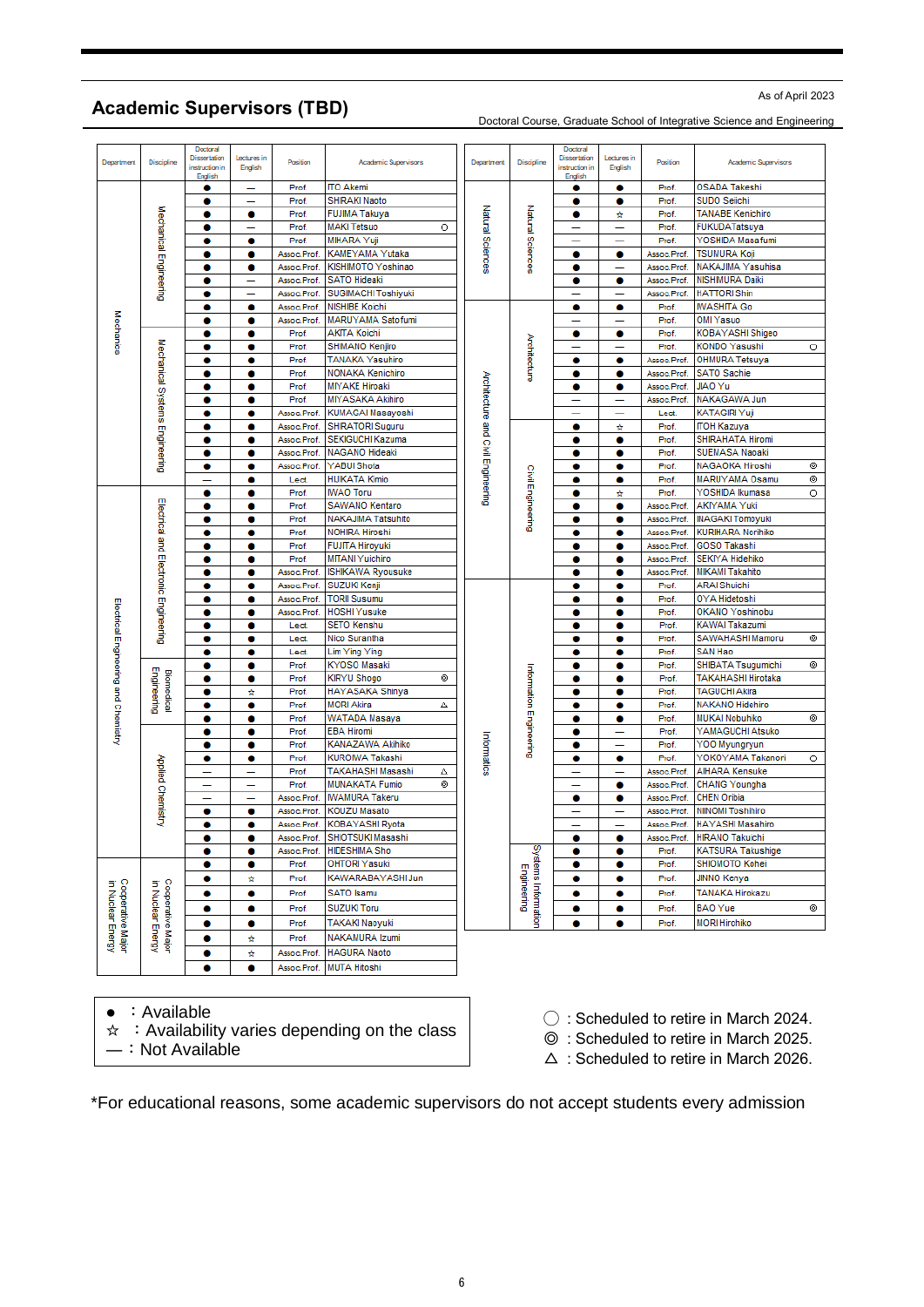As of April 2023

## Academic Supervisors (TBD)

Doctoral Course, Graduate School of Integrative Science and Engineering

| Department | Discipline | Doctoral Dissertation instruction in English | Lectures in English | Position | Academic Supervisors | |
|---|---|---|---|---|---|---|
| Mechanics | Mechanical Engineering | ● | — | Prof. | ITO Akemi | |
| | | ● | — | Prof. | SHIRAKI Naoto | |
| | | ● | ● | Prof. | FUJIMA Takuya | |
| | | ● | — | Prof. | MAKI Tetsuo | ○ |
| | | ● | ● | Prof. | MIHARA Yuji | |
| | | ● | ● | Assoc.Prof. | KAMEYAMA Yutaka | |
| | | ● | ● | Assoc.Prof. | KISHIMOTO Yoshinao | |
| | | ● | — | Assoc.Prof. | SATO Hideaki | |
| | | ● | — | Assoc.Prof. | SUGIMACHI Toshiyuki | |
| | | ● | ● | Assoc.Prof. | NISHIBE Koichi | |
| | | ● | ● | Assoc.Prof. | MARUYAMA Satofumi | |
| | Mechanical Systems Engineering | ● | ● | Prof. | AKITA Koichi | |
| | | ● | ● | Prof. | SHIMANO Kenjiro | |
| | | ● | ● | Prof. | TANAKA Yasuhiro | |
| | | ● | ● | Prof. | NONAKA Kenichiro | |
| | | ● | ● | Prof. | MIYAKE Hiroaki | |
| | | ● | ● | Prof. | MIYASAKA Akihiro | |
| | | ● | ● | Assoc.Prof. | KUMAGAI Masayoshi | |
| | | ● | ● | Assoc.Prof. | SHIRATORI Suguru | |
| | | ● | ● | Assoc.Prof. | SEKIGUCHI Kazuma | |
| | | ● | ● | Assoc.Prof. | NAGANO Hideaki | |
| | | ● | ● | Assoc.Prof. | YABUI Shota | |
| | | — | ● | Lect. | HIJIKATA Kimio | |
| Electrical Engineering and Chemistry | Electrical and Electronic Engineering | ● | ● | Prof. | IWAO Toru | |
| | | ● | ● | Prof. | SAWANO Kentaro | |
| | | ● | ● | Prof. | NAKAJIMA Tatsuhito | |
| | | ● | ● | Prof. | NOHIRA Hiroshi | |
| | | ● | ● | Prof. | FUJITA Hiroyuki | |
| | | ● | ● | Prof. | MITANI Yuichiro | |
| | | ● | ● | Assoc.Prof. | ISHIKAWA Ryousuke | |
| | | ● | ● | Assoc.Prof. | SUZUKI Kenji | |
| | | ● | ● | Assoc.Prof. | TORII Susumu | |
| | | ● | ● | Assoc.Prof. | HOSHI Yusuke | |
| | | ● | ● | Lect. | SETO Kenshu | |
| | | ● | ● | Lect. | Nico Surantha | |
| | | ● | ● | Lect. | Lim Ying Ying | |
| | Biomedical Engineering | ● | ● | Prof. | KYOSO Masaki | |
| | | ● | ● | Prof. | KIRYU Shogo | ◎ |
| | | ● | ☆ | Prof. | HAYASAKA Shinya | |
| | | ● | ● | Prof. | MORI Akira | △ |
| | Applied Chemistry | ● | ● | Prof. | WATADA Masaya | |
| | | ● | ● | Prof. | EBA Hiromi | |
| | | ● | ● | Prof. | KANAZAWA Akihiko | |
| | | ● | ● | Prof. | KUROIWA Takashi | |
| | | — | — | Prof. | TAKAHASHI Masashi | △ |
| | | — | — | Prof. | MUNAKATA Fumio | ◎ |
| | | — | — | Assoc.Prof. | IWAMURA Takeru | |
| | | ● | ● | Assoc.Prof. | KOUZU Masato | |
| | | ● | ● | Assoc.Prof. | KOBAYASHI Ryota | |
| | | ● | ● | Assoc.Prof. | SHIOTSUKI Masashi | |
| | | ● | ● | Assoc.Prof. | HIDESHIMA Sho | |
| Cooperative Major in Nuclear Energy | Cooperative Major in Nuclear Energy | ● | ● | Prof. | OHTORI Yasuki | |
| | | ● | ☆ | Prof. | KAWARABAYASHI Jun | |
| | | ● | ● | Prof. | SATO Isamu | |
| | | ● | ● | Prof. | SUZUKI Toru | |
| | | ● | ● | Prof. | TAKAKI Naoyuki | |
| | | ● | ☆ | Prof. | NAKAMURA Izumi | |
| | | ● | ☆ | Assoc.Prof. | HAGURA Naoto | |
| | | ● | ● | Assoc.Prof. | MUTA Hitoshi | |
| Natural Sciences | Natural Sciences | ● | ● | Prof. | OSADA Takeshi | |
| | | ● | ● | Prof. | SUDO Seiichi | |
| | | ● | ☆ | Prof. | TANABE Kenichiro | |
| | | — | — | Prof. | FUKUDA Tatsuya | |
| | | — | — | Prof. | YOSHIDA Masafumi | |
| | | ● | ● | Assoc.Prof. | TSUNURA Koji | |
| | | ● | — | Assoc.Prof. | NAKAJIMA Yasuhisa | |
| | | ● | ● | Assoc.Prof. | NISHIMURA Daiki | |
| | | — | — | Assoc.Prof. | HATTORI Shin | |
| Architecture and Civil Engineering | Architecture | ● | ● | Prof. | IWASHITA Go | |
| | | — | — | Prof. | OMI Yasuo | |
| | | ● | ● | Prof. | KOBAYASHI Shigeo | |
| | | — | — | Prof. | KONDO Yasushi | ○ |
| | | ● | ● | Assoc.Prof. | OHMURA Tetsuya | |
| | | ● | ● | Assoc.Prof. | SATO Sachie | |
| | | ● | ● | Assoc.Prof. | JIAO Yu | |
| | | — | — | Assoc.Prof. | NAKAGAWA Jun | |
| | | — | — | Lect. | KATAGIRI Yuji | |
| | Civil Engineering | ● | ☆ | Prof. | ITOH Kazuya | |
| | | ● | ● | Prof. | SHIRAHATA Hiromi | |
| | | ● | ● | Prof. | SUENAGA Naoaki | |
| | | ● | ● | Prof. | NAGAOKA Hiroshi | ◎ |
| | | ● | ● | Prof. | MARUYAMA Osamu | ◎ |
| | | ● | ☆ | Prof. | YOSHIDA Ikumasa | ○ |
| | | ● | ● | Assoc.Prof. | AKIYAMA Yuki | |
| | | ● | ● | Assoc.Prof. | INAGAKI Tomoyuki | |
| | | ● | ● | Assoc.Prof. | KURIHARA Norihiko | |
| | | ● | ● | Assoc.Prof. | GOSO Takashi | |
| | | ● | ● | Assoc.Prof. | SEKIYA Hidehiko | |
| | | ● | ● | Assoc.Prof. | MIKAMI Takahito | |
| Informatics | Information Engineering | ● | ● | Prof. | ARAI Shuichi | |
| | | ● | ● | Prof. | OYA Hidetoshi | |
| | | ● | ● | Prof. | OKANO Yoshinobu | |
| | | ● | ● | Prof. | KAWAI Takazumi | |
| | | ● | ● | Prof. | SAWAHASHI Mamoru | ◎ |
| | | ● | ● | Prof. | SAN Hao | |
| | | ● | ● | Prof. | SHIBATA Tsugumichi | ◎ |
| | | ● | ● | Prof. | TAKAHASHI Hirotaka | |
| | | ● | ● | Prof. | TAGUCHI Akira | |
| | | ● | ● | Prof. | NAKANO Hidehiro | |
| | | ● | ● | Prof. | MUKAI Nobuhiko | ◎ |
| | | ● | — | Prof. | YAMAGUCHI Atsuko | |
| | | ● | — | Prof. | YOO Myungryun | |
| | | ● | ● | Prof. | YOKOYAMA Takanori | ○ |
| | | — | — | Assoc.Prof. | AIHARA Kensuke | |
| | | — | ● | Assoc.Prof. | CHANG Younghа | |
| | | ● | ● | Assoc.Prof. | CHEN Oribia | |
| | | — | — | Assoc.Prof. | NINOMI Toshihiro | |
| | | — | — | Assoc.Prof. | HAYASHI Masahiro | |
| | | ● | ● | Assoc.Prof. | HIRANO Takuichi | |
| | Systems Information Engineering | ● | ● | Prof. | KATSURA Takushige | |
| | | ● | ● | Prof. | SHIOMOTO Kohei | |
| | | ● | ● | Prof. | JINNO Kenya | |
| | | ● | ● | Prof. | TANAKA Hirokazu | |
| | | ● | ● | Prof. | BAO Yue | ◎ |
| | | ● | ● | Prof. | MORI Hirohiko | |

● : Available
☆ : Availability varies depending on the class
— : Not Available

○ : Scheduled to retire in March 2024.
◎ : Scheduled to retire in March 2025.
△ : Scheduled to retire in March 2026.

*For educational reasons, some academic supervisors do not accept students every admission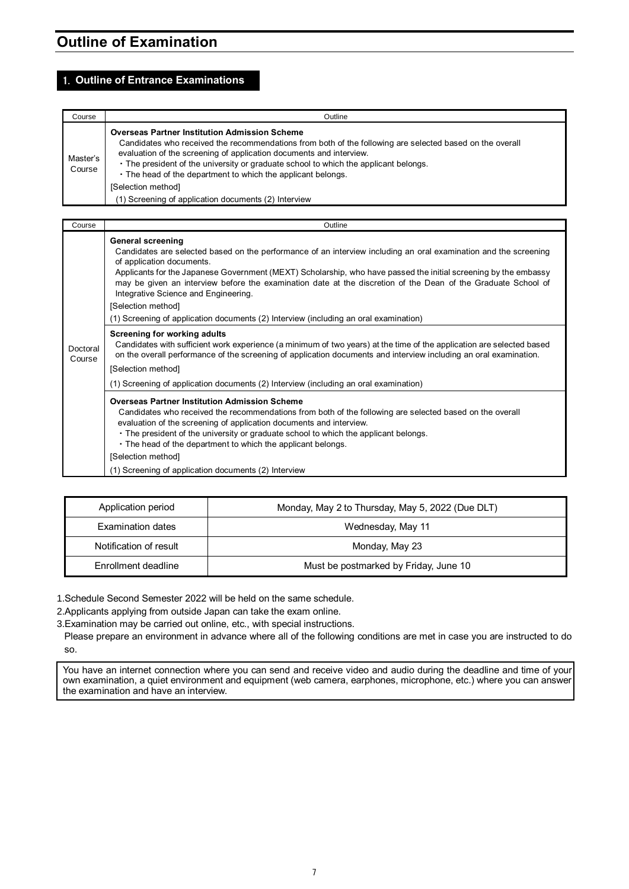# Outline of Examination

## 1. Outline of Entrance Examinations

| Course | Outline |
|---|---|
| Master's Course | **Overseas Partner Institution Admission Scheme**<br>Candidates who received the recommendations from both of the following are selected based on the overall evaluation of the screening of application documents and interview.<br>・The president of the university or graduate school to which the applicant belongs.<br>・The head of the department to which the applicant belongs.<br>[Selection method]<br>(1) Screening of application documents (2) Interview |

| Course | Outline |
|---|---|
| Doctoral Course | **General screening**<br>Candidates are selected based on the performance of an interview including an oral examination and the screening of application documents.<br>Applicants for the Japanese Government (MEXT) Scholarship, who have passed the initial screening by the embassy may be given an interview before the examination date at the discretion of the Dean of the Graduate School of Integrative Science and Engineering.<br>[Selection method]<br>(1) Screening of application documents (2) Interview (including an oral examination) |
| | **Screening for working adults**<br>Candidates with sufficient work experience (a minimum of two years) at the time of the application are selected based on the overall performance of the screening of application documents and interview including an oral examination.<br>[Selection method]<br>(1) Screening of application documents (2) Interview (including an oral examination) |
| | **Overseas Partner Institution Admission Scheme**<br>Candidates who received the recommendations from both of the following are selected based on the overall evaluation of the screening of application documents and interview.<br>・The president of the university or graduate school to which the applicant belongs.<br>・The head of the department to which the applicant belongs.<br>[Selection method]<br>(1) Screening of application documents (2) Interview |

| Application period | Monday, May 2 to Thursday, May 5, 2022 (Due DLT) |
|---|---|
| Examination dates | Wednesday, May 11 |
| Notification of result | Monday, May 23 |
| Enrollment deadline | Must be postmarked by Friday, June 10 |

1.Schedule Second Semester 2022 will be held on the same schedule.

2.Applicants applying from outside Japan can take the exam online.

3.Examination may be carried out online, etc., with special instructions.
Please prepare an environment in advance where all of the following conditions are met in case you are instructed to do so.

> You have an internet connection where you can send and receive video and audio during the deadline and time of your own examination, a quiet environment and equipment (web camera, earphones, microphone, etc.) where you can answer the examination and have an interview.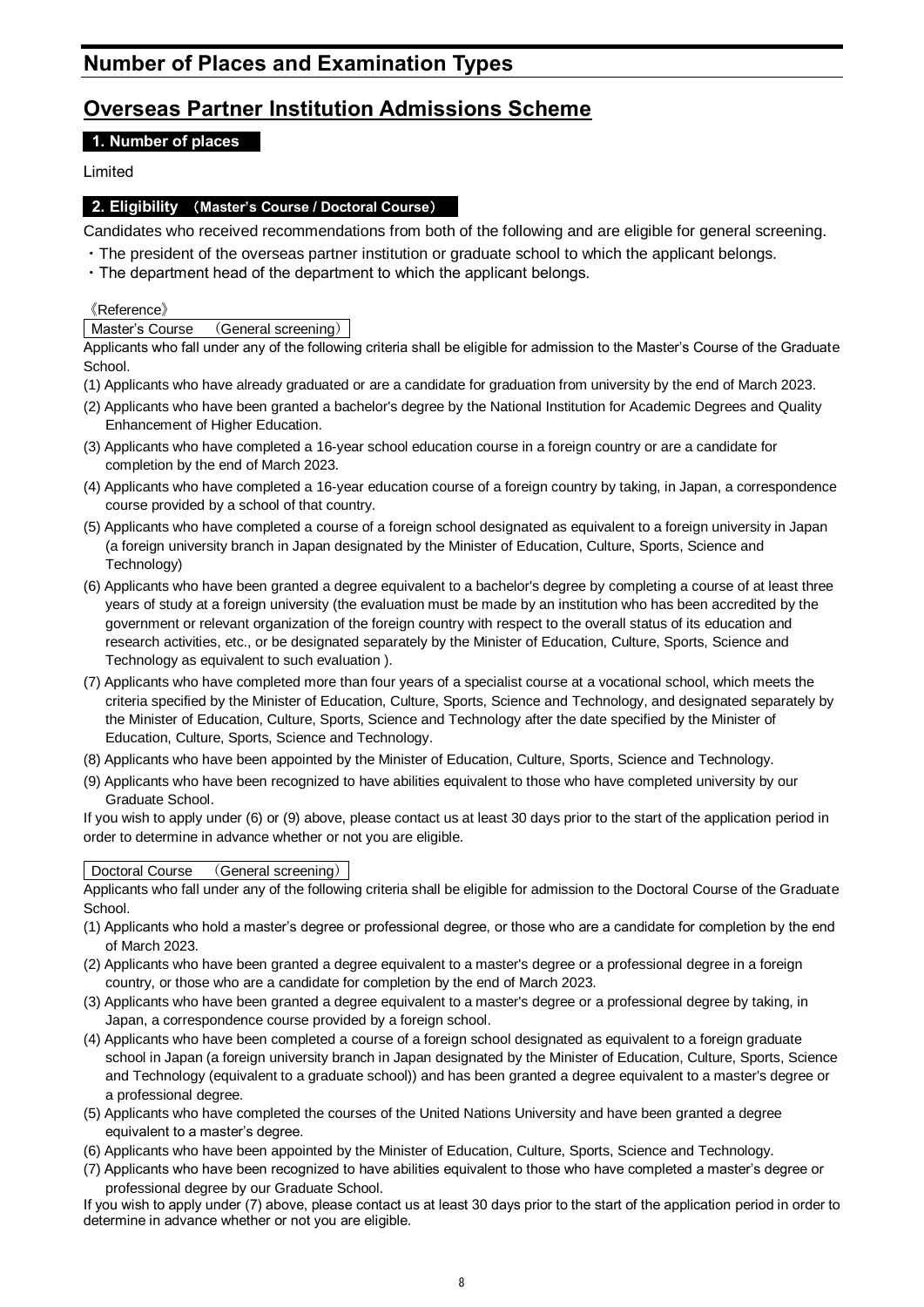# Number of Places and Examination Types

## Overseas Partner Institution Admissions Scheme

### 1. Number of places

Limited

### 2. Eligibility （Master's Course / Doctoral Course）

Candidates who received recommendations from both of the following and are eligible for general screening.

・The president of the overseas partner institution or graduate school to which the applicant belongs.
・The department head of the department to which the applicant belongs.

《Reference》

**Master's Course （General screening）**

Applicants who fall under any of the following criteria shall be eligible for admission to the Master's Course of the Graduate School.

(1) Applicants who have already graduated or are a candidate for graduation from university by the end of March 2023.
(2) Applicants who have been granted a bachelor's degree by the National Institution for Academic Degrees and Quality Enhancement of Higher Education.
(3) Applicants who have completed a 16-year school education course in a foreign country or are a candidate for completion by the end of March 2023.
(4) Applicants who have completed a 16-year education course of a foreign country by taking, in Japan, a correspondence course provided by a school of that country.
(5) Applicants who have completed a course of a foreign school designated as equivalent to a foreign university in Japan (a foreign university branch in Japan designated by the Minister of Education, Culture, Sports, Science and Technology)
(6) Applicants who have been granted a degree equivalent to a bachelor's degree by completing a course of at least three years of study at a foreign university (the evaluation must be made by an institution who has been accredited by the government or relevant organization of the foreign country with respect to the overall status of its education and research activities, etc., or be designated separately by the Minister of Education, Culture, Sports, Science and Technology as equivalent to such evaluation ).
(7) Applicants who have completed more than four years of a specialist course at a vocational school, which meets the criteria specified by the Minister of Education, Culture, Sports, Science and Technology, and designated separately by the Minister of Education, Culture, Sports, Science and Technology after the date specified by the Minister of Education, Culture, Sports, Science and Technology.
(8) Applicants who have been appointed by the Minister of Education, Culture, Sports, Science and Technology.
(9) Applicants who have been recognized to have abilities equivalent to those who have completed university by our Graduate School.

If you wish to apply under (6) or (9) above, please contact us at least 30 days prior to the start of the application period in order to determine in advance whether or not you are eligible.

**Doctoral Course （General screening）**

Applicants who fall under any of the following criteria shall be eligible for admission to the Doctoral Course of the Graduate School.

(1) Applicants who hold a master's degree or professional degree, or those who are a candidate for completion by the end of March 2023.
(2) Applicants who have been granted a degree equivalent to a master's degree or a professional degree in a foreign country, or those who are a candidate for completion by the end of March 2023.
(3) Applicants who have been granted a degree equivalent to a master's degree or a professional degree by taking, in Japan, a correspondence course provided by a foreign school.
(4) Applicants who have been completed a course of a foreign school designated as equivalent to a foreign graduate school in Japan (a foreign university branch in Japan designated by the Minister of Education, Culture, Sports, Science and Technology (equivalent to a graduate school)) and has been granted a degree equivalent to a master's degree or a professional degree.
(5) Applicants who have completed the courses of the United Nations University and have been granted a degree equivalent to a master's degree.
(6) Applicants who have been appointed by the Minister of Education, Culture, Sports, Science and Technology.
(7) Applicants who have been recognized to have abilities equivalent to those who have completed a master's degree or professional degree by our Graduate School.

If you wish to apply under (7) above, please contact us at least 30 days prior to the start of the application period in order to determine in advance whether or not you are eligible.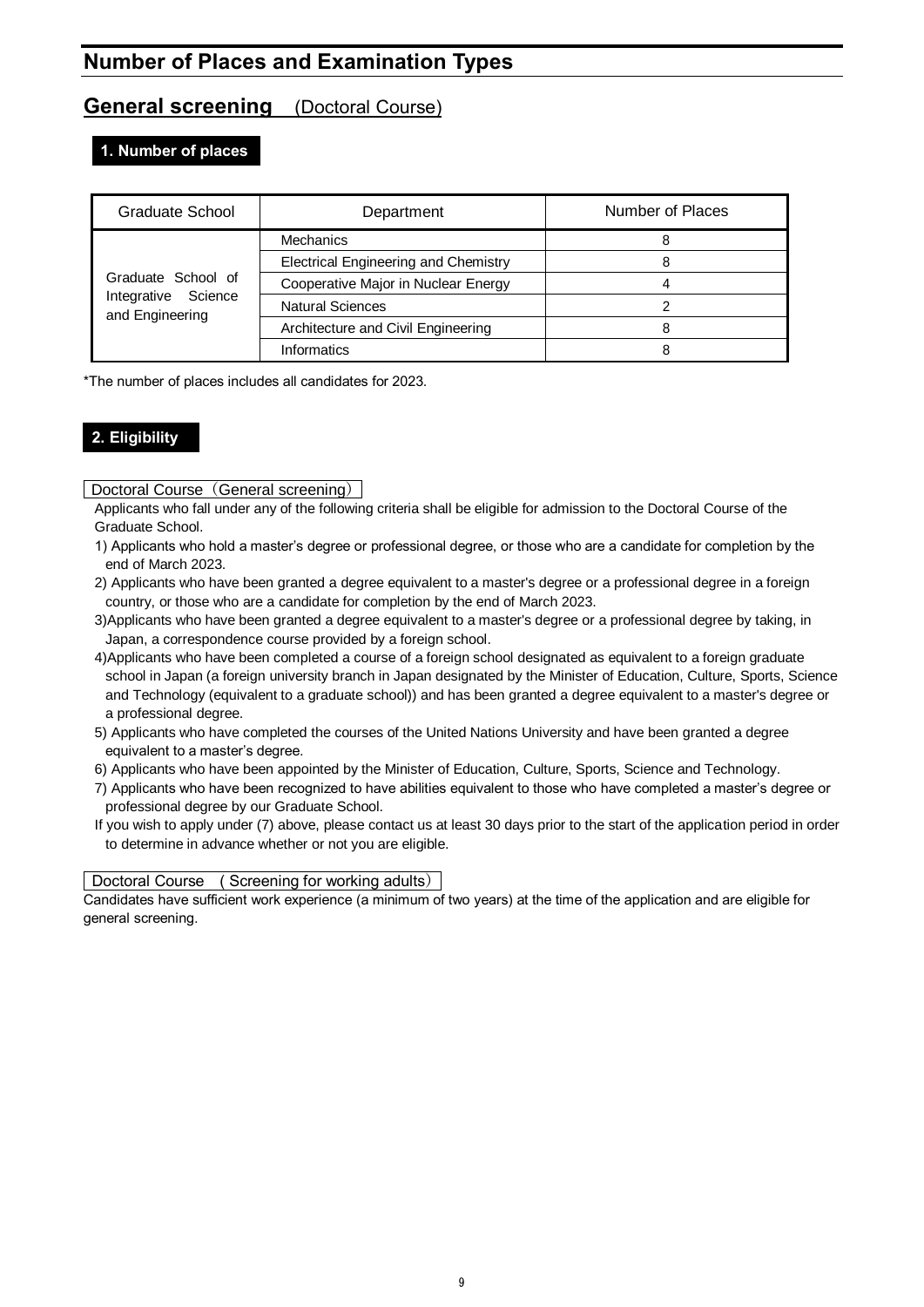# Number of Places and Examination Types

## General screening (Doctoral Course)

### 1. Number of places

| Graduate School | Department | Number of Places |
|---|---|---|
| Graduate School of Integrative Science and Engineering | Mechanics | 8 |
| | Electrical Engineering and Chemistry | 8 |
| | Cooperative Major in Nuclear Energy | 4 |
| | Natural Sciences | 2 |
| | Architecture and Civil Engineering | 8 |
| | Informatics | 8 |

*The number of places includes all candidates for 2023.

### 2. Eligibility

**Doctoral Course（General screening）**

Applicants who fall under any of the following criteria shall be eligible for admission to the Doctoral Course of the Graduate School.

1) Applicants who hold a master's degree or professional degree, or those who are a candidate for completion by the end of March 2023.
2) Applicants who have been granted a degree equivalent to a master's degree or a professional degree in a foreign country, or those who are a candidate for completion by the end of March 2023.
3) Applicants who have been granted a degree equivalent to a master's degree or a professional degree by taking, in Japan, a correspondence course provided by a foreign school.
4) Applicants who have been completed a course of a foreign school designated as equivalent to a foreign graduate school in Japan (a foreign university branch in Japan designated by the Minister of Education, Culture, Sports, Science and Technology (equivalent to a graduate school)) and has been granted a degree equivalent to a master's degree or a professional degree.
5) Applicants who have completed the courses of the United Nations University and have been granted a degree equivalent to a master's degree.
6) Applicants who have been appointed by the Minister of Education, Culture, Sports, Science and Technology.
7) Applicants who have been recognized to have abilities equivalent to those who have completed a master's degree or professional degree by our Graduate School.

If you wish to apply under (7) above, please contact us at least 30 days prior to the start of the application period in order to determine in advance whether or not you are eligible.

**Doctoral Course （Screening for working adults）**

Candidates have sufficient work experience (a minimum of two years) at the time of the application and are eligible for general screening.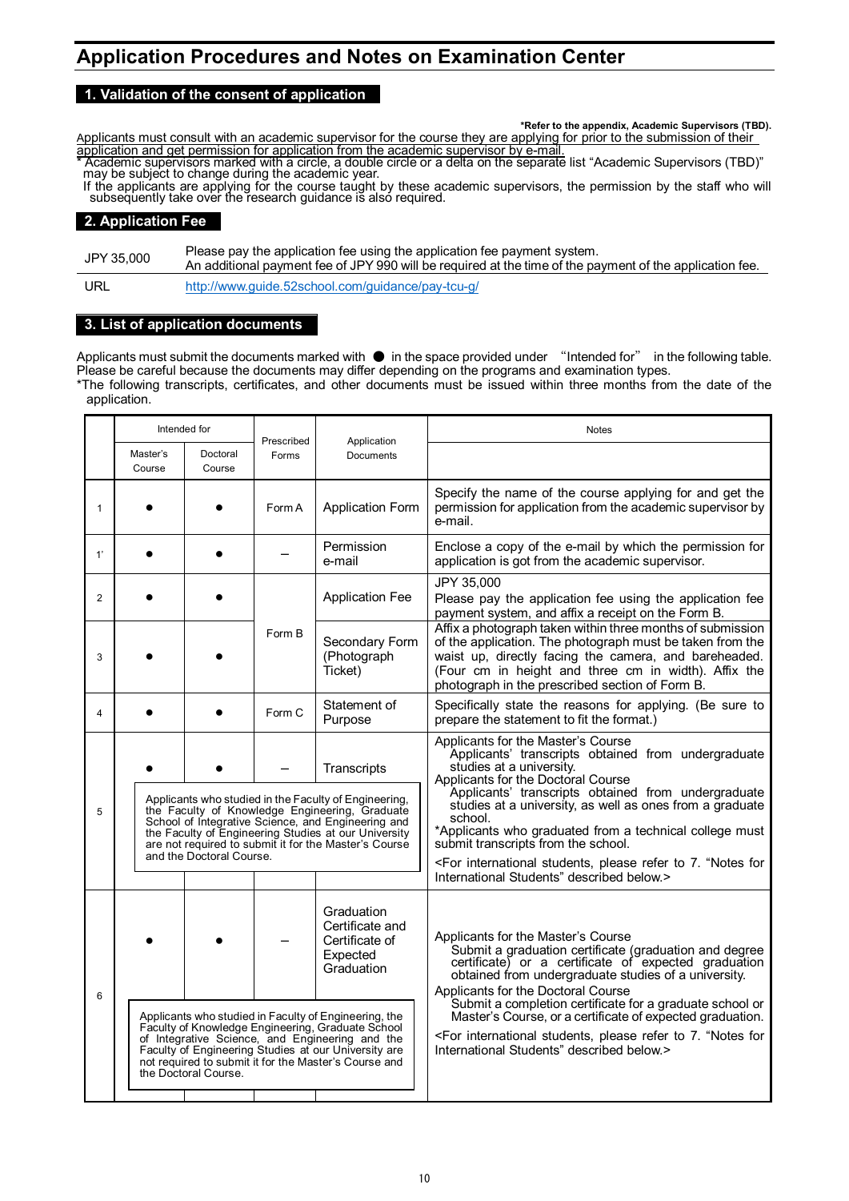# Application Procedures and Notes on Examination Center

## 1. Validation of the consent of application

**\*Refer to the appendix, Academic Supervisors (TBD).**

Applicants must consult with an academic supervisor for the course they are applying for prior to the submission of their application and get permission for application from the academic supervisor by e-mail.

\* Academic supervisors marked with a circle, a double circle or a delta on the separate list "Academic Supervisors (TBD)" may be subject to change during the academic year.

If the applicants are applying for the course taught by these academic supervisors, the permission by the staff who will subsequently take over the research guidance is also required.

## 2. Application Fee

| | |
|---|---|
| JPY 35,000 | Please pay the application fee using the application fee payment system.<br>An additional payment fee of JPY 990 will be required at the time of the payment of the application fee. |
| URL | http://www.guide.52school.com/guidance/pay-tcu-g/ |

## 3. List of application documents

Applicants must submit the documents marked with ● in the space provided under "Intended for" in the following table. Please be careful because the documents may differ depending on the programs and examination types.

\*The following transcripts, certificates, and other documents must be issued within three months from the date of the application.

| | Intended for | | Prescribed Forms | Application Documents | Notes |
|---|---|---|---|---|---|
| | Master's Course | Doctoral Course | | | |
| 1 | ● | ● | Form A | Application Form | Specify the name of the course applying for and get the permission for application from the academic supervisor by e-mail. |
| 1' | ● | ● | – | Permission e-mail | Enclose a copy of the e-mail by which the permission for application is got from the academic supervisor. |
| 2 | ● | ● | Form B | Application Fee | JPY 35,000<br>Please pay the application fee using the application fee payment system, and affix a receipt on the Form B. |
| 3 | ● | ● | Form B | Secondary Form (Photograph Ticket) | Affix a photograph taken within three months of submission of the application. The photograph must be taken from the waist up, directly facing the camera, and bareheaded. (Four cm in height and three cm in width). Affix the photograph in the prescribed section of Form B. |
| 4 | ● | ● | Form C | Statement of Purpose | Specifically state the reasons for applying. (Be sure to prepare the statement to fit the format.) |
| 5 | ● | ● | – | Transcripts<br><br>Applicants who studied in the Faculty of Engineering, the Faculty of Knowledge Engineering, Graduate School of Integrative Science, and Engineering and the Faculty of Engineering Studies at our University are not required to submit it for the Master's Course and the Doctoral Course. | Applicants for the Master's Course<br>Applicants' transcripts obtained from undergraduate studies at a university.<br>Applicants for the Doctoral Course<br>Applicants' transcripts obtained from undergraduate studies at a university, as well as ones from a graduate school.<br>\*Applicants who graduated from a technical college must submit transcripts from the school.<br><For international students, please refer to 7. "Notes for International Students" described below.> |
| 6 | ● | ● | – | Graduation Certificate and Certificate of Expected Graduation<br><br>Applicants who studied in Faculty of Engineering, the Faculty of Knowledge Engineering, Graduate School of Integrative Science, and Engineering and the Faculty of Engineering Studies at our University are not required to submit it for the Master's Course and the Doctoral Course. | Applicants for the Master's Course<br>Submit a graduation certificate (graduation and degree certificate) or a certificate of expected graduation obtained from undergraduate studies of a university.<br>Applicants for the Doctoral Course<br>Submit a completion certificate for a graduate school or Master's Course, or a certificate of expected graduation.<br><For international students, please refer to 7. "Notes for International Students" described below.> |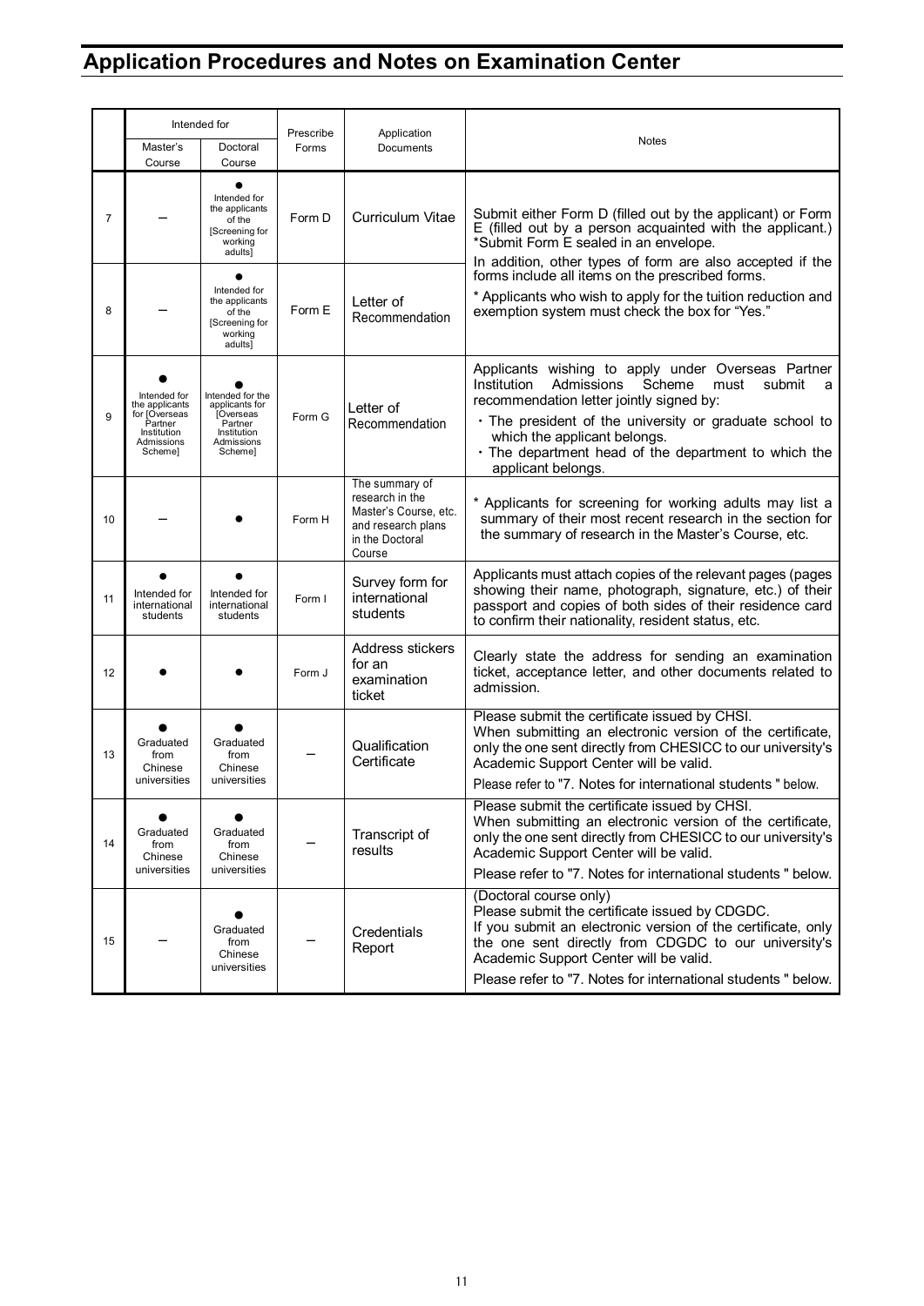## Application Procedures and Notes on Examination Center

| | Intended for | | Prescribe Forms | Application Documents | Notes |
|---|---|---|---|---|---|
| | Master's Course | Doctoral Course | | | |
| 7 | – | ● Intended for the applicants of the [Screening for working adults] | Form D | Curriculum Vitae | Submit either Form D (filled out by the applicant) or Form E (filled out by a person acquainted with the applicant.) *Submit Form E sealed in an envelope. In addition, other types of form are also accepted if the forms include all items on the prescribed forms. * Applicants who wish to apply for the tuition reduction and exemption system must check the box for "Yes." |
| 8 | – | ● Intended for the applicants of the [Screening for working adults] | Form E | Letter of Recommendation | |
| 9 | ● Intended for the applicants for [Overseas Partner Institution Admissions Scheme] | ● Intended for the applicants for [Overseas Partner Institution Admissions Scheme] | Form G | Letter of Recommendation | Applicants wishing to apply under Overseas Partner Institution Admissions Scheme must submit a recommendation letter jointly signed by:<br>・The president of the university or graduate school to which the applicant belongs.<br>・The department head of the department to which the applicant belongs. |
| 10 | – | ● | Form H | The summary of research in the Master's Course, etc. and research plans in the Doctoral Course | * Applicants for screening for working adults may list a summary of their most recent research in the section for the summary of research in the Master's Course, etc. |
| 11 | ● Intended for international students | ● Intended for international students | Form I | Survey form for international students | Applicants must attach copies of the relevant pages (pages showing their name, photograph, signature, etc.) of their passport and copies of both sides of their residence card to confirm their nationality, resident status, etc. |
| 12 | ● | ● | Form J | Address stickers for an examination ticket | Clearly state the address for sending an examination ticket, acceptance letter, and other documents related to admission. |
| 13 | ● Graduated from Chinese universities | ● Graduated from Chinese universities | – | Qualification Certificate | Please submit the certificate issued by CHSI. When submitting an electronic version of the certificate, only the one sent directly from CHESICC to our university's Academic Support Center will be valid. Please refer to "7. Notes for international students " below. |
| 14 | ● Graduated from Chinese universities | ● Graduated from Chinese universities | – | Transcript of results | Please submit the certificate issued by CHSI. When submitting an electronic version of the certificate, only the one sent directly from CHESICC to our university's Academic Support Center will be valid. Please refer to "7. Notes for international students " below. |
| 15 | – | ● Graduated from Chinese universities | – | Credentials Report | (Doctoral course only) Please submit the certificate issued by CDGDC. If you submit an electronic version of the certificate, only the one sent directly from CDGDC to our university's Academic Support Center will be valid. Please refer to "7. Notes for international students " below. |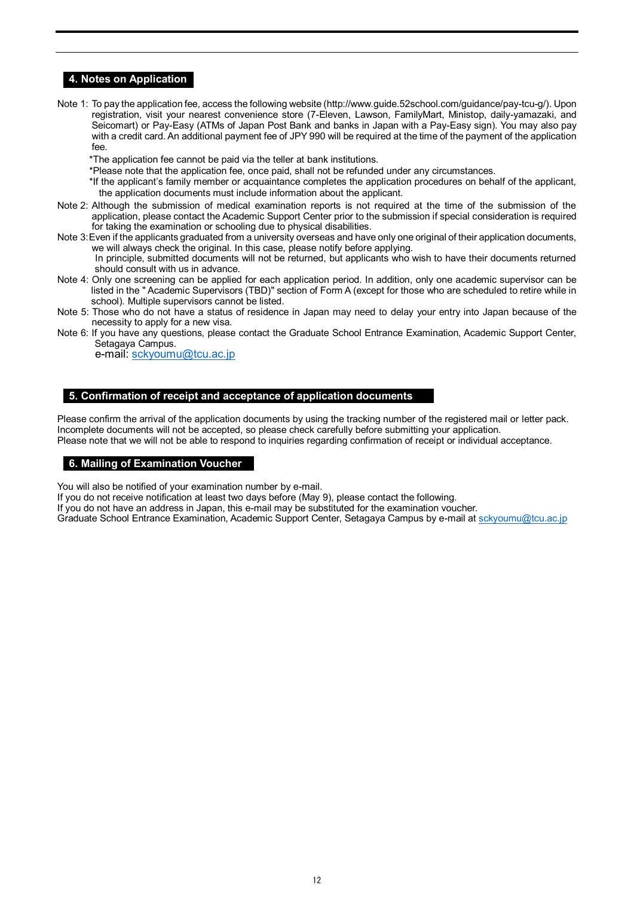## 4. Notes on Application

Note 1: To pay the application fee, access the following website (http://www.guide.52school.com/guidance/pay-tcu-g/). Upon registration, visit your nearest convenience store (7-Eleven, Lawson, FamilyMart, Ministop, daily-yamazaki, and Seicomart) or Pay-Easy (ATMs of Japan Post Bank and banks in Japan with a Pay-Easy sign). You may also pay with a credit card. An additional payment fee of JPY 990 will be required at the time of the payment of the application fee.

*The application fee cannot be paid via the teller at bank institutions.

*Please note that the application fee, once paid, shall not be refunded under any circumstances.

*If the applicant's family member or acquaintance completes the application procedures on behalf of the applicant, the application documents must include information about the applicant.

Note 2: Although the submission of medical examination reports is not required at the time of the submission of the application, please contact the Academic Support Center prior to the submission if special consideration is required for taking the examination or schooling due to physical disabilities.

Note 3: Even if the applicants graduated from a university overseas and have only one original of their application documents, we will always check the original. In this case, please notify before applying.
In principle, submitted documents will not be returned, but applicants who wish to have their documents returned should consult with us in advance.

Note 4: Only one screening can be applied for each application period. In addition, only one academic supervisor can be listed in the " Academic Supervisors (TBD)" section of Form A (except for those who are scheduled to retire while in school). Multiple supervisors cannot be listed.

Note 5: Those who do not have a status of residence in Japan may need to delay your entry into Japan because of the necessity to apply for a new visa.

Note 6: If you have any questions, please contact the Graduate School Entrance Examination, Academic Support Center, Setagaya Campus.
e-mail: sckyoumu@tcu.ac.jp

## 5. Confirmation of receipt and acceptance of application documents

Please confirm the arrival of the application documents by using the tracking number of the registered mail or letter pack.
Incomplete documents will not be accepted, so please check carefully before submitting your application.
Please note that we will not be able to respond to inquiries regarding confirmation of receipt or individual acceptance.

## 6. Mailing of Examination Voucher

You will also be notified of your examination number by e-mail.
If you do not receive notification at least two days before (May 9), please contact the following.
If you do not have an address in Japan, this e-mail may be substituted for the examination voucher.
Graduate School Entrance Examination, Academic Support Center, Setagaya Campus by e-mail at sckyoumu@tcu.ac.jp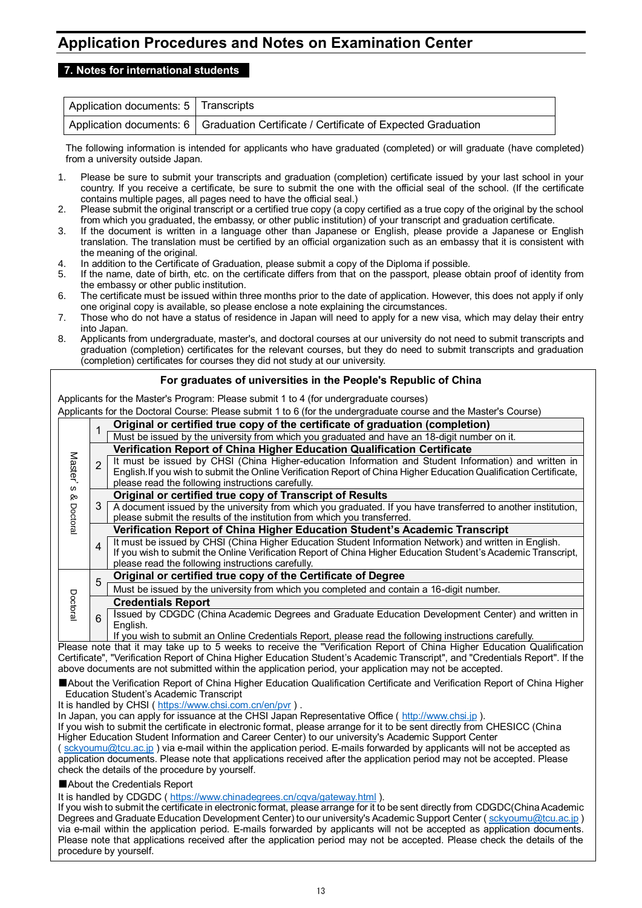# Application Procedures and Notes on Examination Center

## 7. Notes for international students

| Application documents: 5 | Transcripts |
|---|---|
| Application documents: 6 | Graduation Certificate / Certificate of Expected Graduation |

The following information is intended for applicants who have graduated (completed) or will graduate (have completed) from a university outside Japan.

1. Please be sure to submit your transcripts and graduation (completion) certificate issued by your last school in your country. If you receive a certificate, be sure to submit the one with the official seal of the school. (If the certificate contains multiple pages, all pages need to have the official seal.)
2. Please submit the original transcript or a certified true copy (a copy certified as a true copy of the original by the school from which you graduated, the embassy, or other public institution) of your transcript and graduation certificate.
3. If the document is written in a language other than Japanese or English, please provide a Japanese or English translation. The translation must be certified by an official organization such as an embassy that it is consistent with the meaning of the original.
4. In addition to the Certificate of Graduation, please submit a copy of the Diploma if possible.
5. If the name, date of birth, etc. on the certificate differs from that on the passport, please obtain proof of identity from the embassy or other public institution.
6. The certificate must be issued within three months prior to the date of application. However, this does not apply if only one original copy is available, so please enclose a note explaining the circumstances.
7. Those who do not have a status of residence in Japan will need to apply for a new visa, which may delay their entry into Japan.
8. Applicants from undergraduate, master's, and doctoral courses at our university do not need to submit transcripts and graduation (completion) certificates for the relevant courses, but they do need to submit transcripts and graduation (completion) certificates for courses they did not study at our university.

### For graduates of universities in the People's Republic of China

Applicants for the Master's Program: Please submit 1 to 4 (for undergraduate courses)
Applicants for the Doctoral Course: Please submit 1 to 6 (for the undergraduate course and the Master's Course)

| | No. | Document |
|---|---|---|
| Master's & Doctoral | 1 | **Original or certified true copy of the certificate of graduation (completion)**<br>Must be issued by the university from which you graduated and have an 18-digit number on it. |
| | 2 | **Verification Report of China Higher Education Qualification Certificate**<br>It must be issued by CHSI (China Higher-education Information and Student Information) and written in English.If you wish to submit the Online Verification Report of China Higher Education Qualification Certificate, please read the following instructions carefully. |
| | 3 | **Original or certified true copy of Transcript of Results**<br>A document issued by the university from which you graduated. If you have transferred to another institution, please submit the results of the institution from which you transferred. |
| | 4 | **Verification Report of China Higher Education Student's Academic Transcript**<br>It must be issued by CHSI (China Higher Education Student Information Network) and written in English.<br>If you wish to submit the Online Verification Report of China Higher Education Student's Academic Transcript, please read the following instructions carefully. |
| Doctoral | 5 | **Original or certified true copy of the Certificate of Degree**<br>Must be issued by the university from which you completed and contain a 16-digit number. |
| | 6 | **Credentials Report**<br>Issued by CDGDC (China Academic Degrees and Graduate Education Development Center) and written in English.<br>If you wish to submit an Online Credentials Report, please read the following instructions carefully. |

Please note that it may take up to 5 weeks to receive the "Verification Report of China Higher Education Qualification Certificate", "Verification Report of China Higher Education Student's Academic Transcript", and "Credentials Report". If the above documents are not submitted within the application period, your application may not be accepted.

■About the Verification Report of China Higher Education Qualification Certificate and Verification Report of China Higher Education Student's Academic Transcript

It is handled by CHSI ( https://www.chsi.com.cn/en/pvr ) .
In Japan, you can apply for issuance at the CHSI Japan Representative Office ( http://www.chsi.jp ).
If you wish to submit the certificate in electronic format, please arrange for it to be sent directly from CHESICC (China Higher Education Student Information and Career Center) to our university's Academic Support Center ( sckyoumu@tcu.ac.jp ) via e-mail within the application period. E-mails forwarded by applicants will not be accepted as application documents. Please note that applications received after the application period may not be accepted. Please check the details of the procedure by yourself.

■About the Credentials Report

It is handled by CDGDC ( https://www.chinadegrees.cn/cqva/gateway.html ).
If you wish to submit the certificate in electronic format, please arrange for it to be sent directly from CDGDC(China Academic Degrees and Graduate Education Development Center) to our university's Academic Support Center ( sckyoumu@tcu.ac.jp ) via e-mail within the application period. E-mails forwarded by applicants will not be accepted as application documents. Please note that applications received after the application period may not be accepted. Please check the details of the procedure by yourself.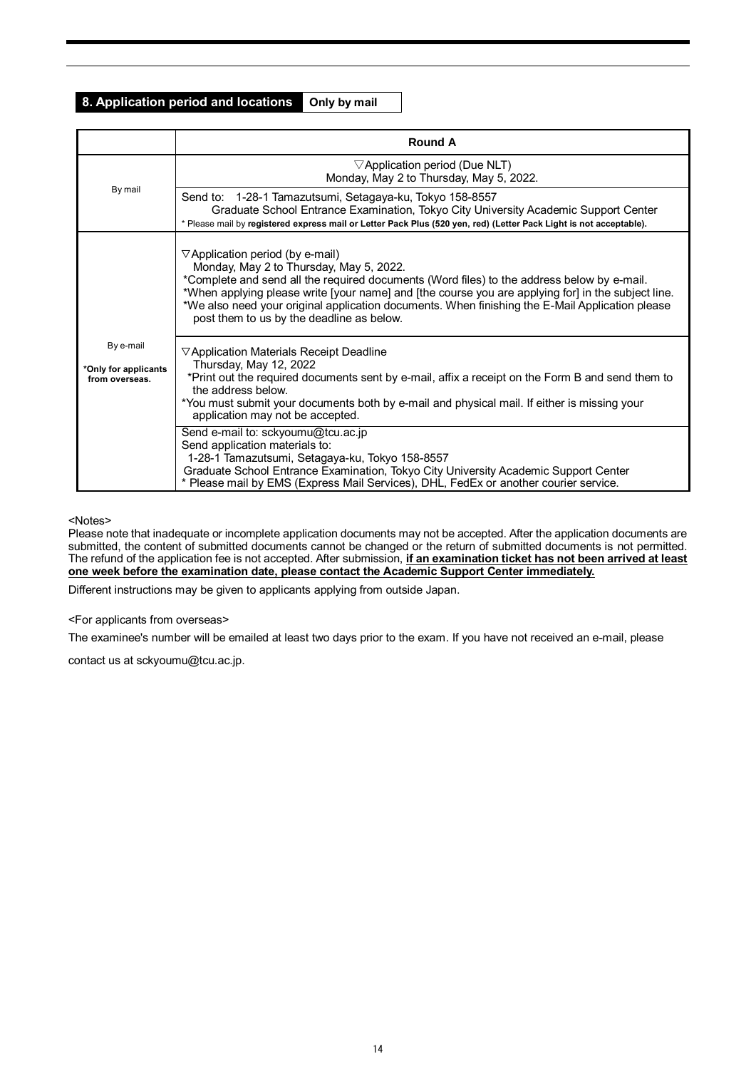## 8. Application period and locations **Only by mail**

| | Round A |
|---|---|
| By mail | ▽Application period (Due NLT)<br>Monday, May 2 to Thursday, May 5, 2022. |
| | Send to: 1-28-1 Tamazutsumi, Setagaya-ku, Tokyo 158-8557<br>Graduate School Entrance Examination, Tokyo City University Academic Support Center<br>* Please mail by **registered express mail or Letter Pack Plus (520 yen, red) (Letter Pack Light is not acceptable).** |
| By e-mail<br><br>***Only for applicants from overseas.** | ▽Application period (by e-mail)<br>Monday, May 2 to Thursday, May 5, 2022.<br>*Complete and send all the required documents (Word files) to the address below by e-mail.<br>*When applying please write [your name] and [the course you are applying for] in the subject line.<br>*We also need your original application documents. When finishing the E-Mail Application please post them to us by the deadline as below. |
| | ▽Application Materials Receipt Deadline<br>Thursday, May 12, 2022<br>*Print out the required documents sent by e-mail, affix a receipt on the Form B and send them to the address below.<br>*You must submit your documents both by e-mail and physical mail. If either is missing your application may not be accepted. |
| | Send e-mail to: sckyoumu@tcu.ac.jp<br>Send application materials to:<br>1-28-1 Tamazutsumi, Setagaya-ku, Tokyo 158-8557<br>Graduate School Entrance Examination, Tokyo City University Academic Support Center<br>* Please mail by EMS (Express Mail Services), DHL, FedEx or another courier service. |

<Notes>

Please note that inadequate or incomplete application documents may not be accepted. After the application documents are submitted, the content of submitted documents cannot be changed or the return of submitted documents is not permitted. The refund of the application fee is not accepted. After submission, **if an examination ticket has not been arrived at least one week before the examination date, please contact the Academic Support Center immediately.**

Different instructions may be given to applicants applying from outside Japan.

<For applicants from overseas>

The examinee's number will be emailed at least two days prior to the exam. If you have not received an e-mail, please contact us at sckyoumu@tcu.ac.jp.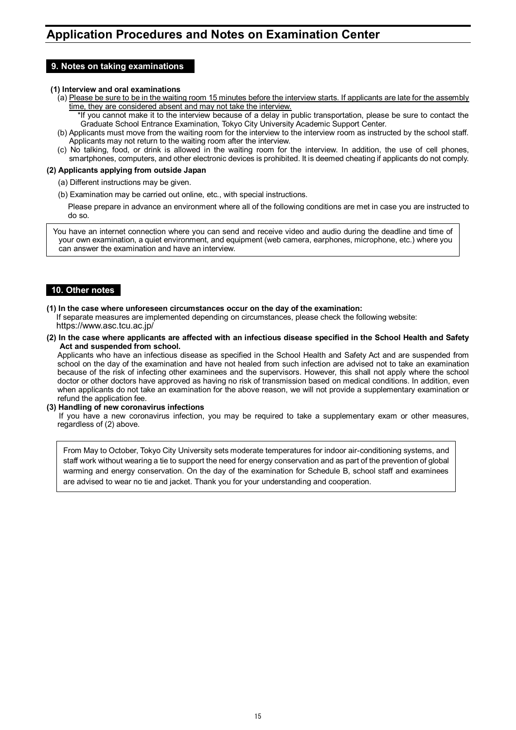# Application Procedures and Notes on Examination Center

## 9. Notes on taking examinations

**(1) Interview and oral examinations**

(a) Please be sure to be in the waiting room 15 minutes before the interview starts. If applicants are late for the assembly time, they are considered absent and may not take the interview.

*If you cannot make it to the interview because of a delay in public transportation, please be sure to contact the Graduate School Entrance Examination, Tokyo City University Academic Support Center.

(b) Applicants must move from the waiting room for the interview to the interview room as instructed by the school staff. Applicants may not return to the waiting room after the interview.

(c) No talking, food, or drink is allowed in the waiting room for the interview. In addition, the use of cell phones, smartphones, computers, and other electronic devices is prohibited. It is deemed cheating if applicants do not comply.

**(2) Applicants applying from outside Japan**

(a) Different instructions may be given.

(b) Examination may be carried out online, etc., with special instructions.

Please prepare in advance an environment where all of the following conditions are met in case you are instructed to do so.

> You have an internet connection where you can send and receive video and audio during the deadline and time of your own examination, a quiet environment, and equipment (web camera, earphones, microphone, etc.) where you can answer the examination and have an interview.

## 10. Other notes

**(1) In the case where unforeseen circumstances occur on the day of the examination:**

If separate measures are implemented depending on circumstances, please check the following website:
https://www.asc.tcu.ac.jp/

**(2) In the case where applicants are affected with an infectious disease specified in the School Health and Safety Act and suspended from school.**

Applicants who have an infectious disease as specified in the School Health and Safety Act and are suspended from school on the day of the examination and have not healed from such infection are advised not to take an examination because of the risk of infecting other examinees and the supervisors. However, this shall not apply where the school doctor or other doctors have approved as having no risk of transmission based on medical conditions. In addition, even when applicants do not take an examination for the above reason, we will not provide a supplementary examination or refund the application fee.

**(3) Handling of new coronavirus infections**

If you have a new coronavirus infection, you may be required to take a supplementary exam or other measures, regardless of (2) above.

> From May to October, Tokyo City University sets moderate temperatures for indoor air-conditioning systems, and staff work without wearing a tie to support the need for energy conservation and as part of the prevention of global warming and energy conservation. On the day of the examination for Schedule B, school staff and examinees are advised to wear no tie and jacket. Thank you for your understanding and cooperation.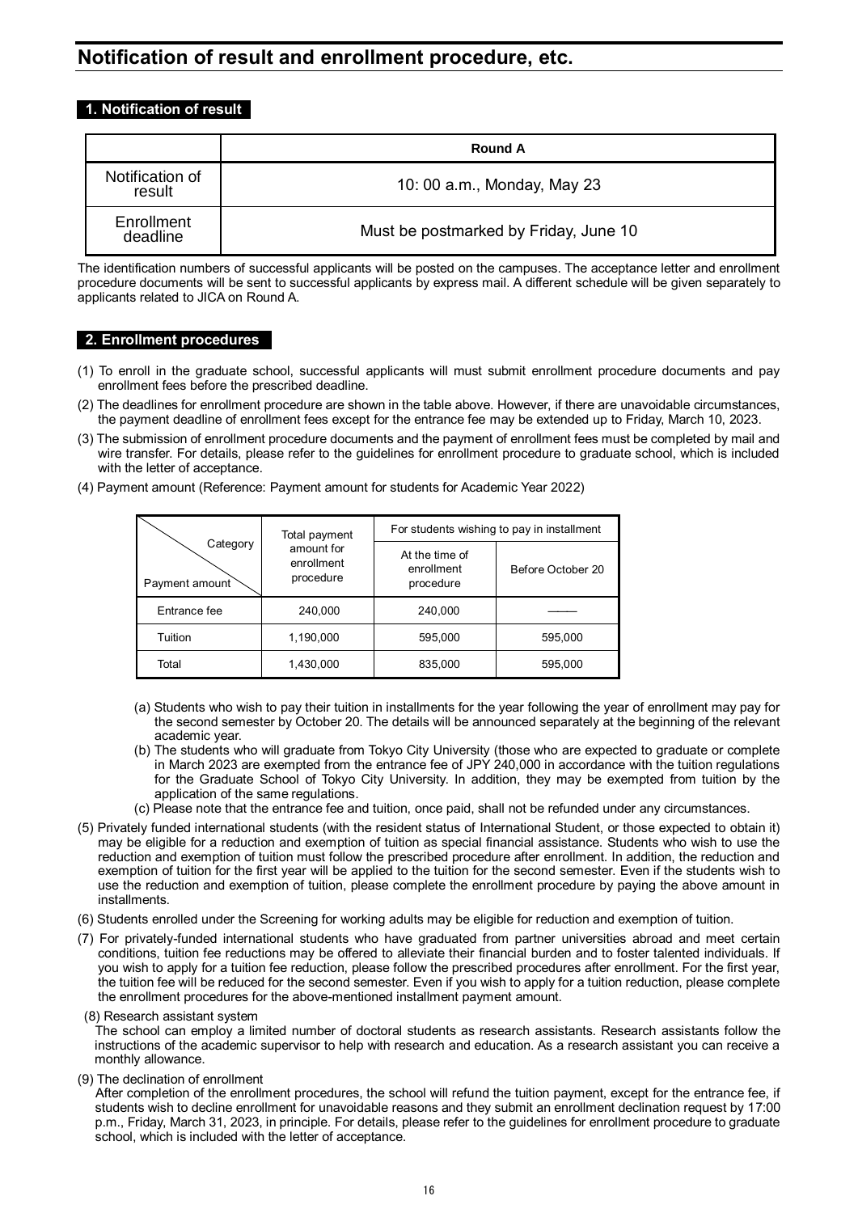# Notification of result and enrollment procedure, etc.

## 1. Notification of result

| | Round A |
|---|---|
| Notification of result | 10: 00 a.m., Monday, May 23 |
| Enrollment deadline | Must be postmarked by Friday, June 10 |

The identification numbers of successful applicants will be posted on the campuses. The acceptance letter and enrollment procedure documents will be sent to successful applicants by express mail. A different schedule will be given separately to applicants related to JICA on Round A.

## 2. Enrollment procedures

(1) To enroll in the graduate school, successful applicants will must submit enrollment procedure documents and pay enrollment fees before the prescribed deadline.

(2) The deadlines for enrollment procedure are shown in the table above. However, if there are unavoidable circumstances, the payment deadline of enrollment fees except for the entrance fee may be extended up to Friday, March 10, 2023.

(3) The submission of enrollment procedure documents and the payment of enrollment fees must be completed by mail and wire transfer. For details, please refer to the guidelines for enrollment procedure to graduate school, which is included with the letter of acceptance.

(4) Payment amount (Reference: Payment amount for students for Academic Year 2022)

| Category / Payment amount | Total payment amount for enrollment procedure | For students wishing to pay in installment | |
|---|---|---|---|
| | | At the time of enrollment procedure | Before October 20 |
| Entrance fee | 240,000 | 240,000 | ―― |
| Tuition | 1,190,000 | 595,000 | 595,000 |
| Total | 1,430,000 | 835,000 | 595,000 |

(a) Students who wish to pay their tuition in installments for the year following the year of enrollment may pay for the second semester by October 20. The details will be announced separately at the beginning of the relevant academic year.

(b) The students who will graduate from Tokyo City University (those who are expected to graduate or complete in March 2023 are exempted from the entrance fee of JPY 240,000 in accordance with the tuition regulations for the Graduate School of Tokyo City University. In addition, they may be exempted from tuition by the application of the same regulations.

(c) Please note that the entrance fee and tuition, once paid, shall not be refunded under any circumstances.

(5) Privately funded international students (with the resident status of International Student, or those expected to obtain it) may be eligible for a reduction and exemption of tuition as special financial assistance. Students who wish to use the reduction and exemption of tuition must follow the prescribed procedure after enrollment. In addition, the reduction and exemption of tuition for the first year will be applied to the tuition for the second semester. Even if the students wish to use the reduction and exemption of tuition, please complete the enrollment procedure by paying the above amount in installments.

(6) Students enrolled under the Screening for working adults may be eligible for reduction and exemption of tuition.

(7) For privately-funded international students who have graduated from partner universities abroad and meet certain conditions, tuition fee reductions may be offered to alleviate their financial burden and to foster talented individuals. If you wish to apply for a tuition fee reduction, please follow the prescribed procedures after enrollment. For the first year, the tuition fee will be reduced for the second semester. Even if you wish to apply for a tuition reduction, please complete the enrollment procedures for the above-mentioned installment payment amount.

(8) Research assistant system

The school can employ a limited number of doctoral students as research assistants. Research assistants follow the instructions of the academic supervisor to help with research and education. As a research assistant you can receive a monthly allowance.

(9) The declination of enrollment

After completion of the enrollment procedures, the school will refund the tuition payment, except for the entrance fee, if students wish to decline enrollment for unavoidable reasons and they submit an enrollment declination request by 17:00 p.m., Friday, March 31, 2023, in principle. For details, please refer to the guidelines for enrollment procedure to graduate school, which is included with the letter of acceptance.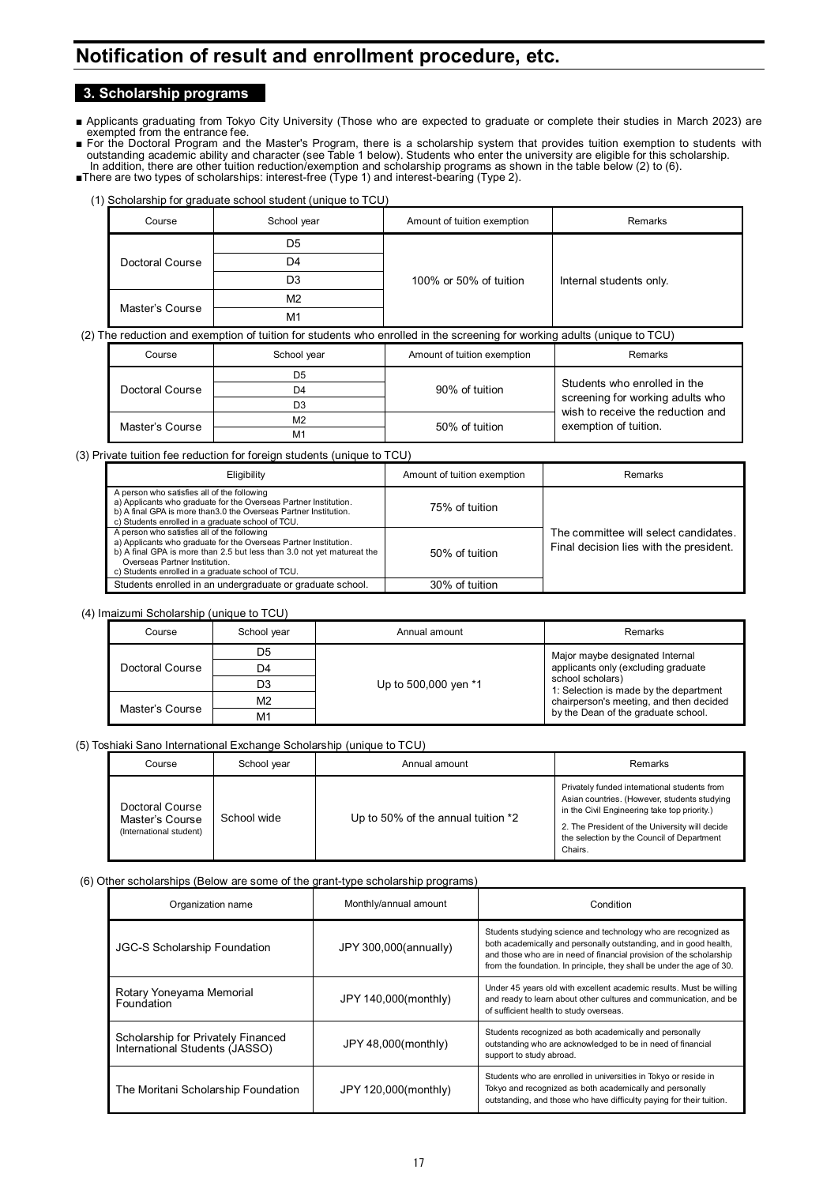# Notification of result and enrollment procedure, etc.

## 3. Scholarship programs

- Applicants graduating from Tokyo City University (Those who are expected to graduate or complete their studies in March 2023) are exempted from the entrance fee.
- For the Doctoral Program and the Master's Program, there is a scholarship system that provides tuition exemption to students with outstanding academic ability and character (see Table 1 below). Students who enter the university are eligible for this scholarship. In addition, there are other tuition reduction/exemption and scholarship programs as shown in the table below (2) to (6).
- There are two types of scholarships: interest-free (Type 1) and interest-bearing (Type 2).

(1) Scholarship for graduate school student (unique to TCU)

| Course | School year | Amount of tuition exemption | Remarks |
|---|---|---|---|
| Doctoral Course | D5 | 100% or 50% of tuition | Internal students only. |
| | D4 | | |
| | D3 | | |
| Master's Course | M2 | | |
| | M1 | | |

(2) The reduction and exemption of tuition for students who enrolled in the screening for working adults (unique to TCU)

| Course | School year | Amount of tuition exemption | Remarks |
|---|---|---|---|
| Doctoral Course | D5 | 90% of tuition | Students who enrolled in the screening for working adults who wish to receive the reduction and exemption of tuition. |
| | D4 | | |
| | D3 | | |
| Master's Course | M2 | 50% of tuition | |
| | M1 | | |

(3) Private tuition fee reduction for foreign students (unique to TCU)

| Eligibility | Amount of tuition exemption | Remarks |
|---|---|---|
| A person who satisfies all of the following<br>a) Applicants who graduate for the Overseas Partner Institution.<br>b) A final GPA is more than3.0 the Overseas Partner Institution.<br>c) Students enrolled in a graduate school of TCU. | 75% of tuition | The committee will select candidates. Final decision lies with the president. |
| A person who satisfies all of the following<br>a) Applicants who graduate for the Overseas Partner Institution.<br>b) A final GPA is more than 2.5 but less than 3.0 not yet matureat the Overseas Partner Institution.<br>c) Students enrolled in a graduate school of TCU. | 50% of tuition | |
| Students enrolled in an undergraduate or graduate school. | 30% of tuition | |

(4) Imaizumi Scholarship (unique to TCU)

| Course | School year | Annual amount | Remarks |
|---|---|---|---|
| Doctoral Course | D5 | Up to 500,000 yen *1 | Major maybe designated Internal applicants only (excluding graduate school scholars)<br>1: Selection is made by the department chairperson's meeting, and then decided by the Dean of the graduate school. |
| | D4 | | |
| | D3 | | |
| Master's Course | M2 | | |
| | M1 | | |

(5) Toshiaki Sano International Exchange Scholarship (unique to TCU)

| Course | School year | Annual amount | Remarks |
|---|---|---|---|
| Doctoral Course<br>Master's Course<br>(International student) | School wide | Up to 50% of the annual tuition *2 | Privately funded international students from Asian countries. (However, students studying in the Civil Engineering take top priority.)<br>2. The President of the University will decide the selection by the Council of Department Chairs. |

(6) Other scholarships (Below are some of the grant-type scholarship programs)

| Organization name | Monthly/annual amount | Condition |
|---|---|---|
| JGC-S Scholarship Foundation | JPY 300,000(annually) | Students studying science and technology who are recognized as both academically and personally outstanding, and in good health, and those who are in need of financial provision of the scholarship from the foundation. In principle, they shall be under the age of 30. |
| Rotary Yoneyama Memorial Foundation | JPY 140,000(monthly) | Under 45 years old with excellent academic results. Must be willing and ready to learn about other cultures and communication, and be of sufficient health to study overseas. |
| Scholarship for Privately Financed International Students (JASSO) | JPY 48,000(monthly) | Students recognized as both academically and personally outstanding who are acknowledged to be in need of financial support to study abroad. |
| The Moritani Scholarship Foundation | JPY 120,000(monthly) | Students who are enrolled in universities in Tokyo or reside in Tokyo and recognized as both academically and personally outstanding, and those who have difficulty paying for their tuition. |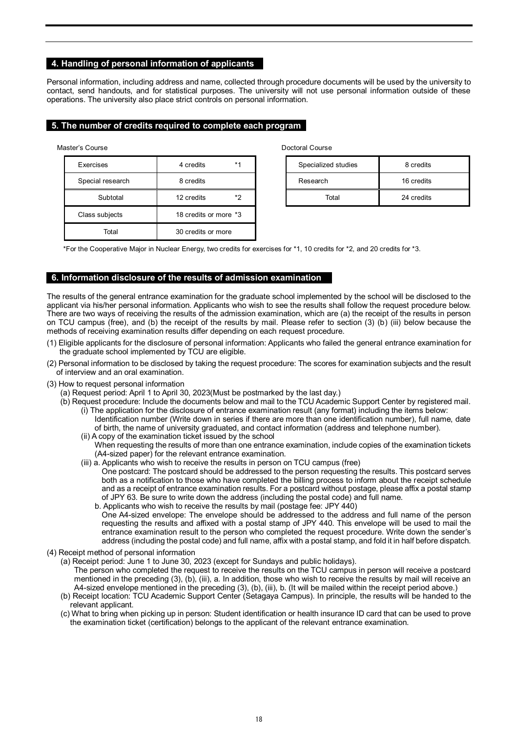## 4. Handling of personal information of applicants

Personal information, including address and name, collected through procedure documents will be used by the university to contact, send handouts, and for statistical purposes. The university will not use personal information outside of these operations. The university also place strict controls on personal information.

## 5. The number of credits required to complete each program

Master's Course

| | |
|---|---|
| Exercises | 4 credits *1 |
| Special research | 8 credits |
| Subtotal | 12 credits *2 |
| Class subjects | 18 credits or more *3 |
| Total | 30 credits or more |

Doctoral Course

| | |
|---|---|
| Specialized studies | 8 credits |
| Research | 16 credits |
| Total | 24 credits |

*For the Cooperative Major in Nuclear Energy, two credits for exercises for *1, 10 credits for *2, and 20 credits for *3.

## 6. Information disclosure of the results of admission examination

The results of the general entrance examination for the graduate school implemented by the school will be disclosed to the applicant via his/her personal information. Applicants who wish to see the results shall follow the request procedure below. There are two ways of receiving the results of the admission examination, which are (a) the receipt of the results in person on TCU campus (free), and (b) the receipt of the results by mail. Please refer to section (3) (b) (iii) below because the methods of receiving examination results differ depending on each request procedure.

(1) Eligible applicants for the disclosure of personal information: Applicants who failed the general entrance examination for the graduate school implemented by TCU are eligible.

(2) Personal information to be disclosed by taking the request procedure: The scores for examination subjects and the result of interview and an oral examination.

(3) How to request personal information
  (a) Request period: April 1 to April 30, 2023(Must be postmarked by the last day.)
  (b) Request procedure: Include the documents below and mail to the TCU Academic Support Center by registered mail.
    (i) The application for the disclosure of entrance examination result (any format) including the items below:
      Identification number (Write down in series if there are more than one identification number), full name, date of birth, the name of university graduated, and contact information (address and telephone number).
    (ii) A copy of the examination ticket issued by the school
      When requesting the results of more than one entrance examination, include copies of the examination tickets (A4-sized paper) for the relevant entrance examination.
    (iii) a. Applicants who wish to receive the results in person on TCU campus (free)
        One postcard: The postcard should be addressed to the person requesting the results. This postcard serves both as a notification to those who have completed the billing process to inform about the receipt schedule and as a receipt of entrance examination results. For a postcard without postage, please affix a postal stamp of JPY 63. Be sure to write down the address (including the postal code) and full name.
      b. Applicants who wish to receive the results by mail (postage fee: JPY 440)
        One A4-sized envelope: The envelope should be addressed to the address and full name of the person requesting the results and affixed with a postal stamp of JPY 440. This envelope will be used to mail the entrance examination result to the person who completed the request procedure. Write down the sender's address (including the postal code) and full name, affix with a postal stamp, and fold it in half before dispatch.

(4) Receipt method of personal information
  (a) Receipt period: June 1 to June 30, 2023 (except for Sundays and public holidays).
    The person who completed the request to receive the results on the TCU campus in person will receive a postcard mentioned in the preceding (3), (b), (iii), a. In addition, those who wish to receive the results by mail will receive an A4-sized envelope mentioned in the preceding (3), (b), (iii), b. (It will be mailed within the receipt period above.)
  (b) Receipt location: TCU Academic Support Center (Setagaya Campus). In principle, the results will be handed to the relevant applicant.
  (c) What to bring when picking up in person: Student identification or health insurance ID card that can be used to prove the examination ticket (certification) belongs to the applicant of the relevant entrance examination.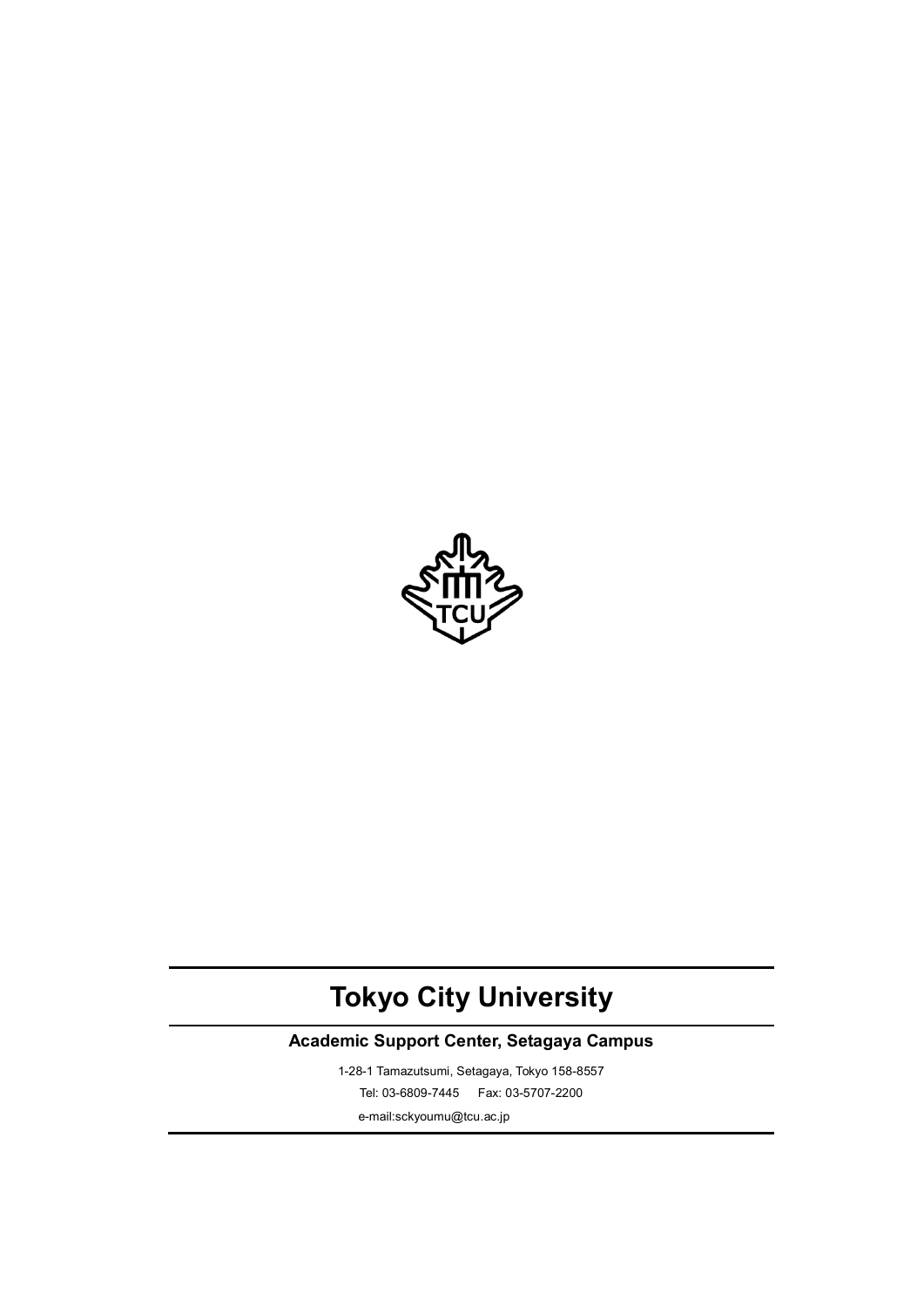# Tokyo City University

**Academic Support Center, Setagaya Campus**

1-28-1 Tamazutsumi, Setagaya, Tokyo 158-8557

Tel: 03-6809-7445 Fax: 03-5707-2200

e-mail:sckyoumu@tcu.ac.jp